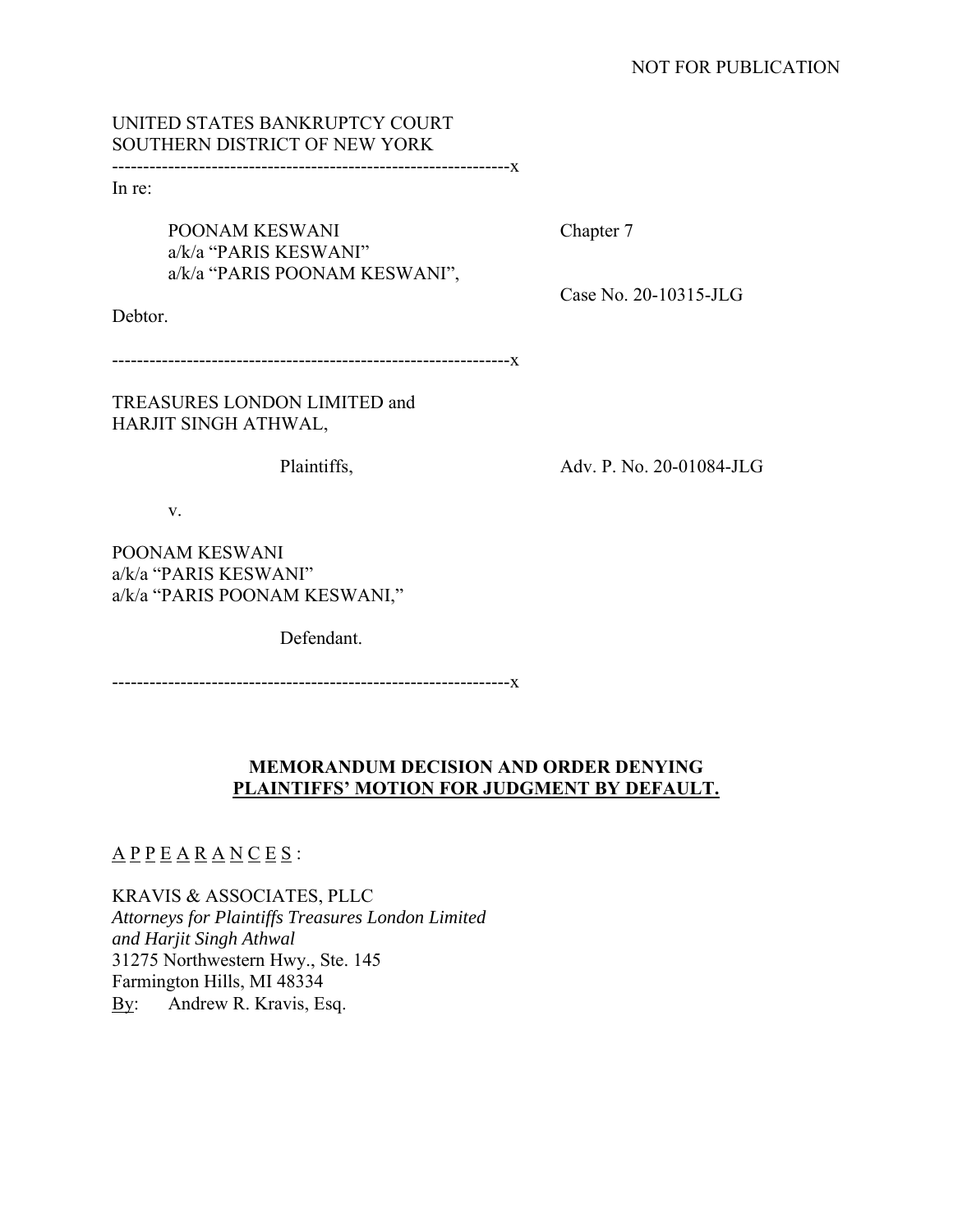NOT FOR PUBLICATION

UNITED STATES BANKRUPTCY COURT
SOUTHERN DISTRICT OF NEW YORK

---------------------------------------------------------------x

In re:

POONAM KESWANI
a/k/a "PARIS KESWANI"
a/k/a "PARIS POONAM KESWANI",

Debtor.

Chapter 7

Case No. 20-10315-JLG

---------------------------------------------------------------x

TREASURES LONDON LIMITED and
HARJIT SINGH ATHWAL,

Plaintiffs,

v.

POONAM KESWANI
a/k/a "PARIS KESWANI"
a/k/a "PARIS POONAM KESWANI,"

Defendant.

Adv. P. No. 20-01084-JLG

---------------------------------------------------------------x

**MEMORANDUM DECISION AND ORDER DENYING PLAINTIFFS' MOTION FOR JUDGMENT BY DEFAULT.**

A P P E A R A N C E S :

KRAVIS & ASSOCIATES, PLLC
*Attorneys for Plaintiffs Treasures London Limited and Harjit Singh Athwal*
31275 Northwestern Hwy., Ste. 145
Farmington Hills, MI 48334
By: Andrew R. Kravis, Esq.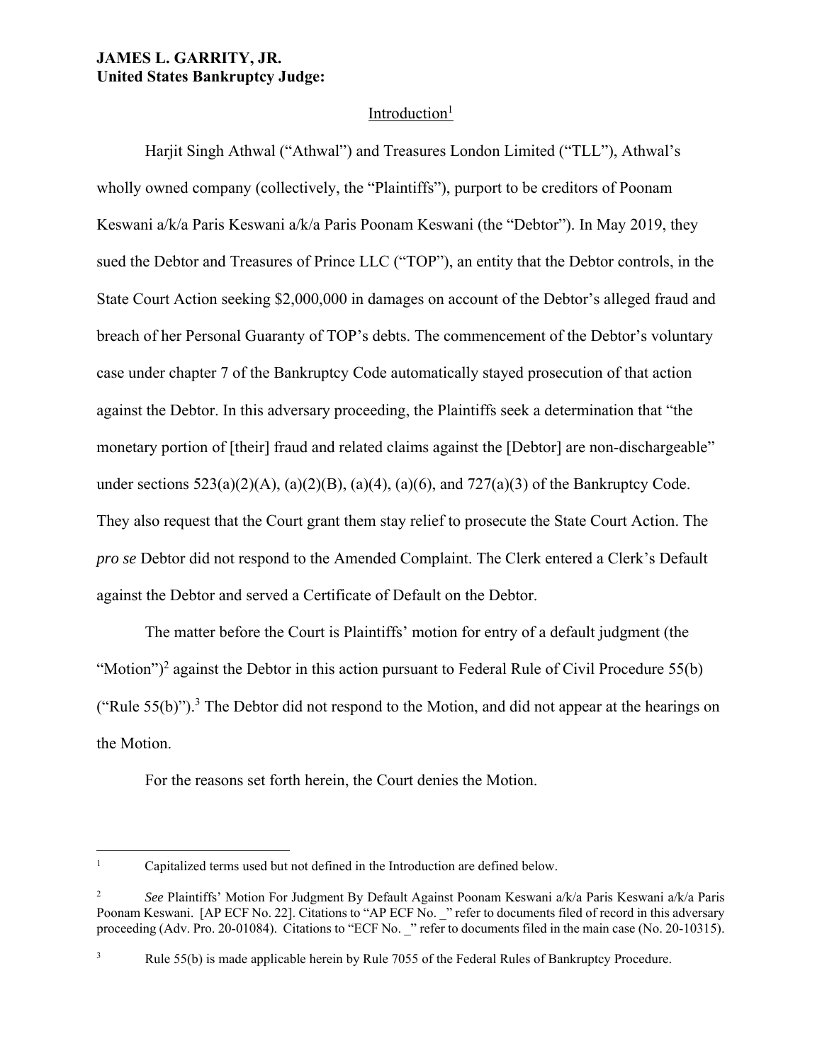**JAMES L. GARRITY, JR.**
**United States Bankruptcy Judge:**

## Introduction[1]

Harjit Singh Athwal ("Athwal") and Treasures London Limited ("TLL"), Athwal's wholly owned company (collectively, the "Plaintiffs"), purport to be creditors of Poonam Keswani a/k/a Paris Keswani a/k/a Paris Poonam Keswani (the "Debtor"). In May 2019, they sued the Debtor and Treasures of Prince LLC ("TOP"), an entity that the Debtor controls, in the State Court Action seeking $2,000,000 in damages on account of the Debtor's alleged fraud and breach of her Personal Guaranty of TOP's debts. The commencement of the Debtor's voluntary case under chapter 7 of the Bankruptcy Code automatically stayed prosecution of that action against the Debtor. In this adversary proceeding, the Plaintiffs seek a determination that "the monetary portion of [their] fraud and related claims against the [Debtor] are non-dischargeable" under sections 523(a)(2)(A), (a)(2)(B), (a)(4), (a)(6), and 727(a)(3) of the Bankruptcy Code. They also request that the Court grant them stay relief to prosecute the State Court Action. The *pro se* Debtor did not respond to the Amended Complaint. The Clerk entered a Clerk's Default against the Debtor and served a Certificate of Default on the Debtor.

The matter before the Court is Plaintiffs' motion for entry of a default judgment (the "Motion")[2] against the Debtor in this action pursuant to Federal Rule of Civil Procedure 55(b) ("Rule 55(b)").[3] The Debtor did not respond to the Motion, and did not appear at the hearings on the Motion.

For the reasons set forth herein, the Court denies the Motion.

---

[1] Capitalized terms used but not defined in the Introduction are defined below.

[2] *See* Plaintiffs' Motion For Judgment By Default Against Poonam Keswani a/k/a Paris Keswani a/k/a Paris Poonam Keswani. [AP ECF No. 22]. Citations to "AP ECF No. _" refer to documents filed of record in this adversary proceeding (Adv. Pro. 20-01084). Citations to "ECF No. _" refer to documents filed in the main case (No. 20-10315).

[3] Rule 55(b) is made applicable herein by Rule 7055 of the Federal Rules of Bankruptcy Procedure.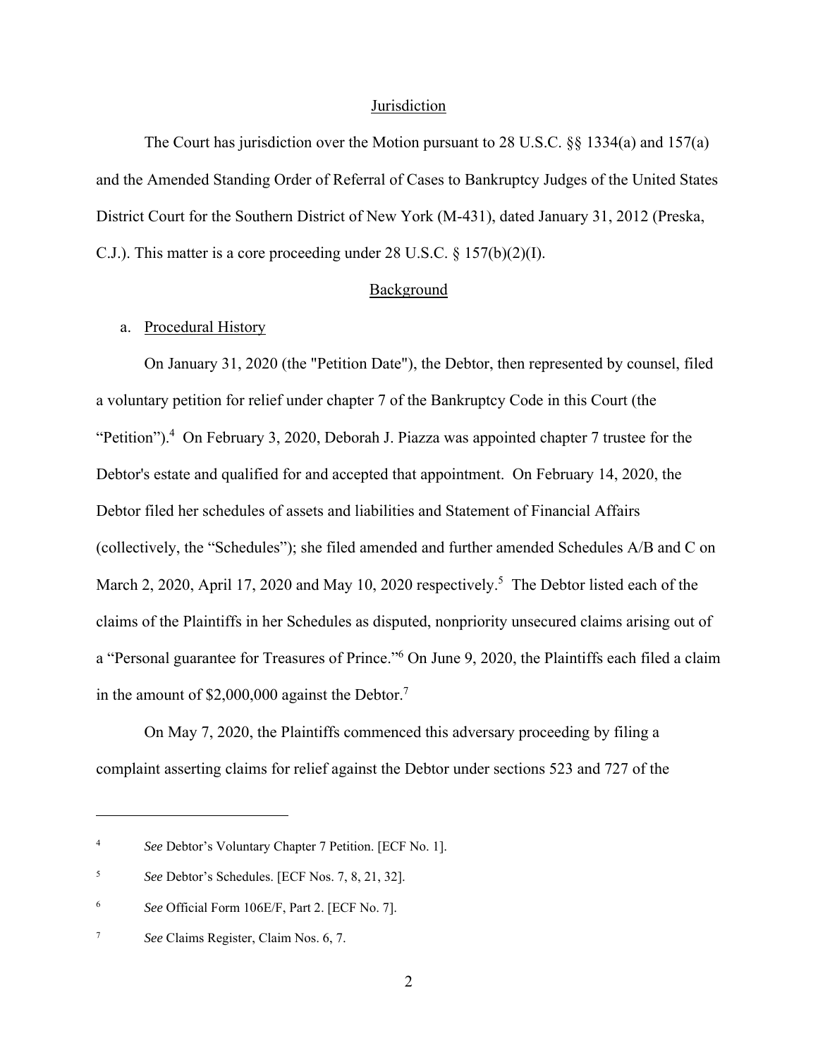## Jurisdiction

The Court has jurisdiction over the Motion pursuant to 28 U.S.C. §§ 1334(a) and 157(a) and the Amended Standing Order of Referral of Cases to Bankruptcy Judges of the United States District Court for the Southern District of New York (M-431), dated January 31, 2012 (Preska, C.J.). This matter is a core proceeding under 28 U.S.C. § 157(b)(2)(I).

## Background

### a. Procedural History

On January 31, 2020 (the "Petition Date"), the Debtor, then represented by counsel, filed a voluntary petition for relief under chapter 7 of the Bankruptcy Code in this Court (the "Petition").[4] On February 3, 2020, Deborah J. Piazza was appointed chapter 7 trustee for the Debtor's estate and qualified for and accepted that appointment. On February 14, 2020, the Debtor filed her schedules of assets and liabilities and Statement of Financial Affairs (collectively, the "Schedules"); she filed amended and further amended Schedules A/B and C on March 2, 2020, April 17, 2020 and May 10, 2020 respectively.[5] The Debtor listed each of the claims of the Plaintiffs in her Schedules as disputed, nonpriority unsecured claims arising out of a "Personal guarantee for Treasures of Prince."[6] On June 9, 2020, the Plaintiffs each filed a claim in the amount of $2,000,000 against the Debtor.[7]

On May 7, 2020, the Plaintiffs commenced this adversary proceeding by filing a complaint asserting claims for relief against the Debtor under sections 523 and 727 of the

---

[4] *See* Debtor's Voluntary Chapter 7 Petition. [ECF No. 1].

[5] *See* Debtor's Schedules. [ECF Nos. 7, 8, 21, 32].

[6] *See* Official Form 106E/F, Part 2. [ECF No. 7].

[7] *See* Claims Register, Claim Nos. 6, 7.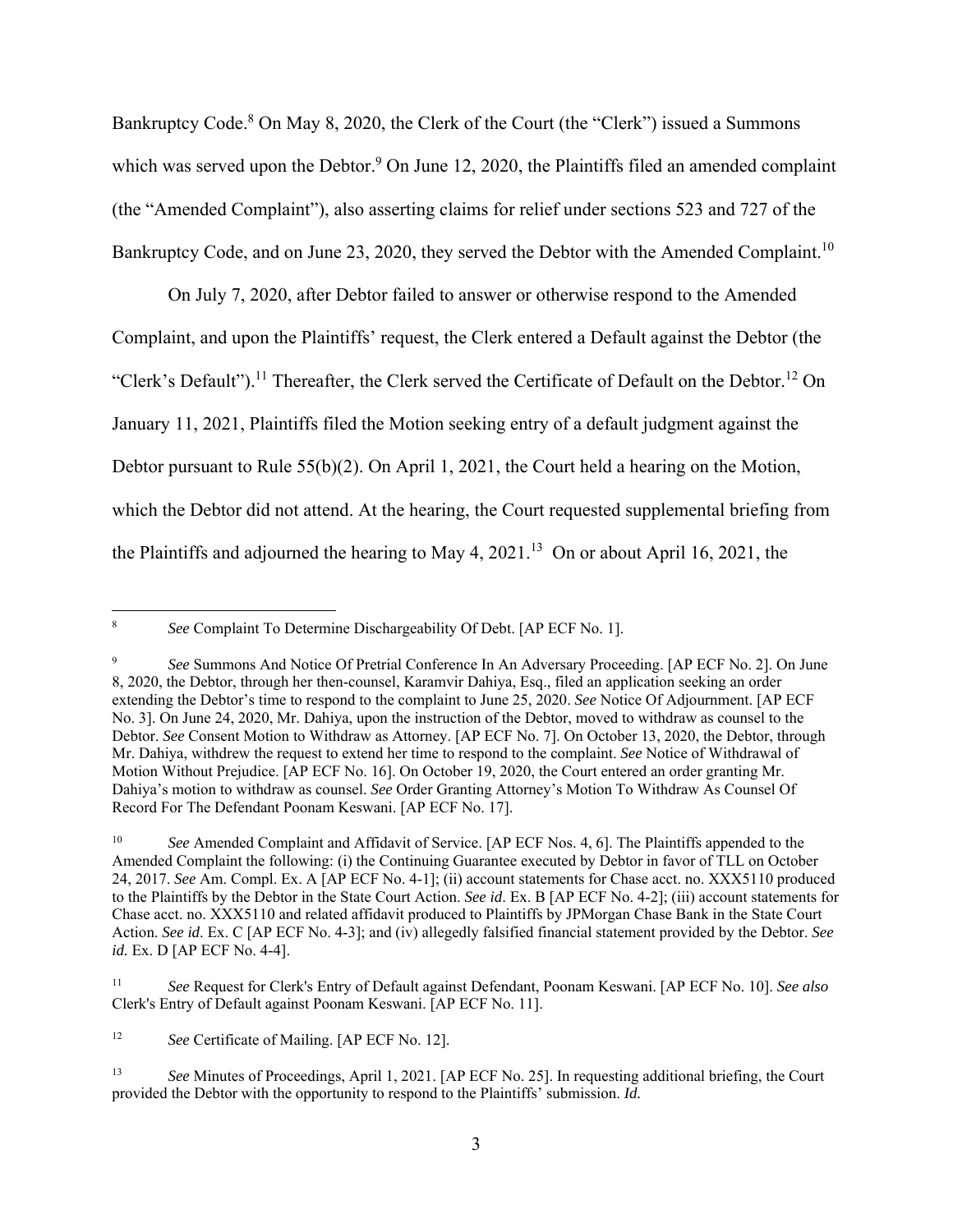Bankruptcy Code.[8] On May 8, 2020, the Clerk of the Court (the "Clerk") issued a Summons which was served upon the Debtor.[9] On June 12, 2020, the Plaintiffs filed an amended complaint (the "Amended Complaint"), also asserting claims for relief under sections 523 and 727 of the Bankruptcy Code, and on June 23, 2020, they served the Debtor with the Amended Complaint.[10]

On July 7, 2020, after Debtor failed to answer or otherwise respond to the Amended Complaint, and upon the Plaintiffs' request, the Clerk entered a Default against the Debtor (the "Clerk's Default").[11] Thereafter, the Clerk served the Certificate of Default on the Debtor.[12] On January 11, 2021, Plaintiffs filed the Motion seeking entry of a default judgment against the Debtor pursuant to Rule 55(b)(2). On April 1, 2021, the Court held a hearing on the Motion, which the Debtor did not attend. At the hearing, the Court requested supplemental briefing from the Plaintiffs and adjourned the hearing to May 4, 2021.[13] On or about April 16, 2021, the

---

[8] *See* Complaint To Determine Dischargeability Of Debt. [AP ECF No. 1].

[9] *See* Summons And Notice Of Pretrial Conference In An Adversary Proceeding. [AP ECF No. 2]. On June 8, 2020, the Debtor, through her then-counsel, Karamvir Dahiya, Esq., filed an application seeking an order extending the Debtor's time to respond to the complaint to June 25, 2020. *See* Notice Of Adjournment. [AP ECF No. 3]. On June 24, 2020, Mr. Dahiya, upon the instruction of the Debtor, moved to withdraw as counsel to the Debtor. *See* Consent Motion to Withdraw as Attorney. [AP ECF No. 7]. On October 13, 2020, the Debtor, through Mr. Dahiya, withdrew the request to extend her time to respond to the complaint. *See* Notice of Withdrawal of Motion Without Prejudice. [AP ECF No. 16]. On October 19, 2020, the Court entered an order granting Mr. Dahiya's motion to withdraw as counsel. *See* Order Granting Attorney's Motion To Withdraw As Counsel Of Record For The Defendant Poonam Keswani. [AP ECF No. 17].

[10] *See* Amended Complaint and Affidavit of Service. [AP ECF Nos. 4, 6]. The Plaintiffs appended to the Amended Complaint the following: (i) the Continuing Guarantee executed by Debtor in favor of TLL on October 24, 2017. *See* Am. Compl. Ex. A [AP ECF No. 4-1]; (ii) account statements for Chase acct. no. XXX5110 produced to the Plaintiffs by the Debtor in the State Court Action. *See id*. Ex. B [AP ECF No. 4-2]; (iii) account statements for Chase acct. no. XXX5110 and related affidavit produced to Plaintiffs by JPMorgan Chase Bank in the State Court Action. *See id*. Ex. C [AP ECF No. 4-3]; and (iv) allegedly falsified financial statement provided by the Debtor. *See id.* Ex. D [AP ECF No. 4-4].

[11] *See* Request for Clerk's Entry of Default against Defendant, Poonam Keswani. [AP ECF No. 10]. *See also* Clerk's Entry of Default against Poonam Keswani. [AP ECF No. 11].

[12] *See* Certificate of Mailing. [AP ECF No. 12].

[13] *See* Minutes of Proceedings, April 1, 2021. [AP ECF No. 25]. In requesting additional briefing, the Court provided the Debtor with the opportunity to respond to the Plaintiffs' submission. *Id.*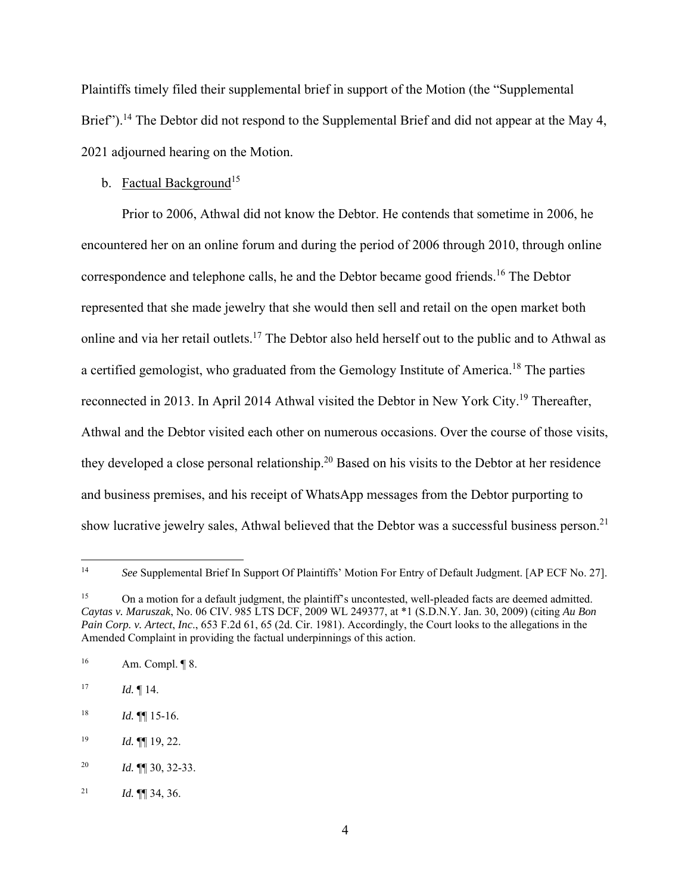Plaintiffs timely filed their supplemental brief in support of the Motion (the "Supplemental Brief").[14] The Debtor did not respond to the Supplemental Brief and did not appear at the May 4, 2021 adjourned hearing on the Motion.

b. Factual Background[15]

Prior to 2006, Athwal did not know the Debtor. He contends that sometime in 2006, he encountered her on an online forum and during the period of 2006 through 2010, through online correspondence and telephone calls, he and the Debtor became good friends.[16] The Debtor represented that she made jewelry that she would then sell and retail on the open market both online and via her retail outlets.[17] The Debtor also held herself out to the public and to Athwal as a certified gemologist, who graduated from the Gemology Institute of America.[18] The parties reconnected in 2013. In April 2014 Athwal visited the Debtor in New York City.[19] Thereafter, Athwal and the Debtor visited each other on numerous occasions. Over the course of those visits, they developed a close personal relationship.[20] Based on his visits to the Debtor at her residence and business premises, and his receipt of WhatsApp messages from the Debtor purporting to show lucrative jewelry sales, Athwal believed that the Debtor was a successful business person.[21]

---

[14] *See* Supplemental Brief In Support Of Plaintiffs' Motion For Entry of Default Judgment. [AP ECF No. 27].

[15] On a motion for a default judgment, the plaintiff's uncontested, well-pleaded facts are deemed admitted. *Caytas v. Maruszak*, No. 06 CIV. 985 LTS DCF, 2009 WL 249377, at *1 (S.D.N.Y. Jan. 30, 2009) (citing *Au Bon Pain Corp. v. Artect*, *Inc*., 653 F.2d 61, 65 (2d. Cir. 1981). Accordingly, the Court looks to the allegations in the Amended Complaint in providing the factual underpinnings of this action.

[16] Am. Compl. ¶ 8.

[17] *Id.* ¶ 14.

[18] *Id.* ¶¶ 15-16.

[19] *Id.* ¶¶ 19, 22.

[20] *Id.* ¶¶ 30, 32-33.

[21] *Id.* ¶¶ 34, 36.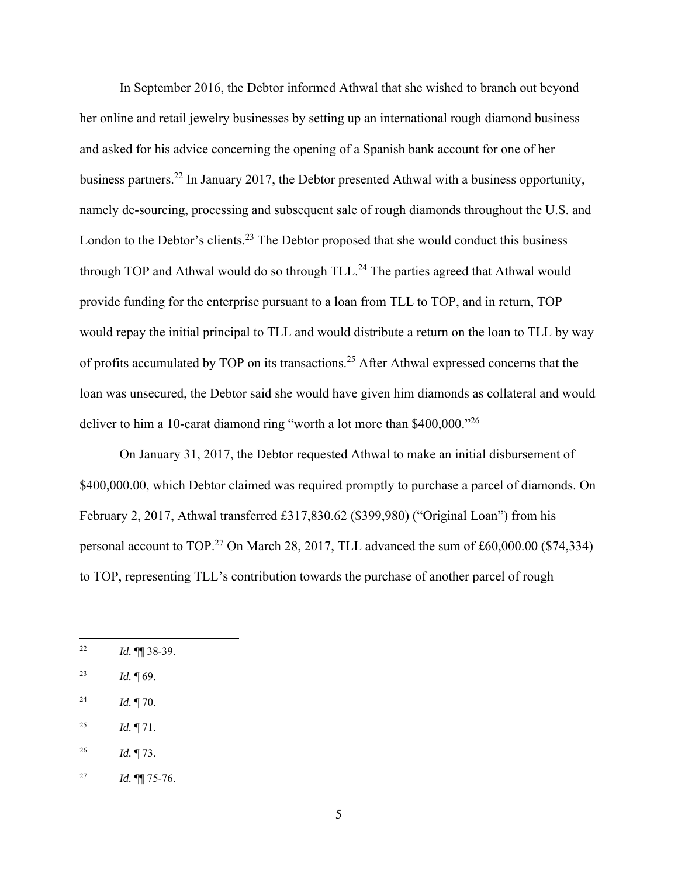In September 2016, the Debtor informed Athwal that she wished to branch out beyond her online and retail jewelry businesses by setting up an international rough diamond business and asked for his advice concerning the opening of a Spanish bank account for one of her business partners.[22] In January 2017, the Debtor presented Athwal with a business opportunity, namely de-sourcing, processing and subsequent sale of rough diamonds throughout the U.S. and London to the Debtor's clients.[23] The Debtor proposed that she would conduct this business through TOP and Athwal would do so through TLL.[24] The parties agreed that Athwal would provide funding for the enterprise pursuant to a loan from TLL to TOP, and in return, TOP would repay the initial principal to TLL and would distribute a return on the loan to TLL by way of profits accumulated by TOP on its transactions.[25] After Athwal expressed concerns that the loan was unsecured, the Debtor said she would have given him diamonds as collateral and would deliver to him a 10-carat diamond ring "worth a lot more than $400,000."[26]

On January 31, 2017, the Debtor requested Athwal to make an initial disbursement of $400,000.00, which Debtor claimed was required promptly to purchase a parcel of diamonds. On February 2, 2017, Athwal transferred £317,830.62 ($399,980) ("Original Loan") from his personal account to TOP.[27] On March 28, 2017, TLL advanced the sum of £60,000.00 ($74,334) to TOP, representing TLL's contribution towards the purchase of another parcel of rough

---

[22] *Id.* ¶¶ 38-39.

[23] *Id.* ¶ 69.

[24] *Id.* ¶ 70.

[25] *Id.* ¶ 71.

[26] *Id.* ¶ 73.

[27] *Id.* ¶¶ 75-76.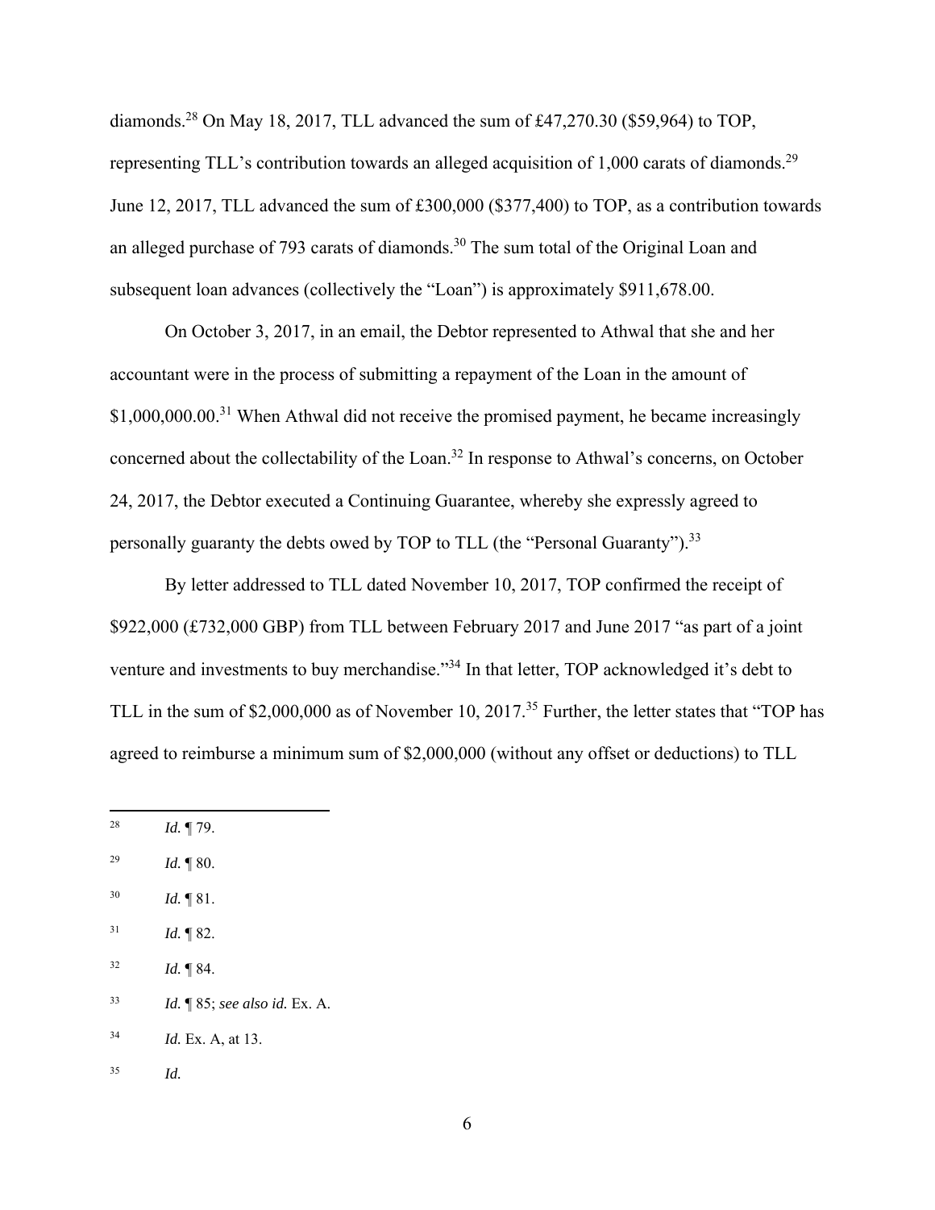diamonds.[28] On May 18, 2017, TLL advanced the sum of £47,270.30 ($59,964) to TOP, representing TLL's contribution towards an alleged acquisition of 1,000 carats of diamonds.[29] June 12, 2017, TLL advanced the sum of £300,000 ($377,400) to TOP, as a contribution towards an alleged purchase of 793 carats of diamonds.[30] The sum total of the Original Loan and subsequent loan advances (collectively the "Loan") is approximately $911,678.00.

On October 3, 2017, in an email, the Debtor represented to Athwal that she and her accountant were in the process of submitting a repayment of the Loan in the amount of $1,000,000.00.[31] When Athwal did not receive the promised payment, he became increasingly concerned about the collectability of the Loan.[32] In response to Athwal's concerns, on October 24, 2017, the Debtor executed a Continuing Guarantee, whereby she expressly agreed to personally guaranty the debts owed by TOP to TLL (the "Personal Guaranty").[33]

By letter addressed to TLL dated November 10, 2017, TOP confirmed the receipt of $922,000 (£732,000 GBP) from TLL between February 2017 and June 2017 "as part of a joint venture and investments to buy merchandise."[34] In that letter, TOP acknowledged it's debt to TLL in the sum of $2,000,000 as of November 10, 2017.[35] Further, the letter states that "TOP has agreed to reimburse a minimum sum of $2,000,000 (without any offset or deductions) to TLL

---

[28] *Id.* ¶ 79.

[29] *Id.* ¶ 80.

[30] *Id.* ¶ 81.

[31] *Id.* ¶ 82.

[32] *Id.* ¶ 84.

[33] *Id.* ¶ 85; *see also id.* Ex. A.

[34] *Id.* Ex. A, at 13.

[35] *Id.*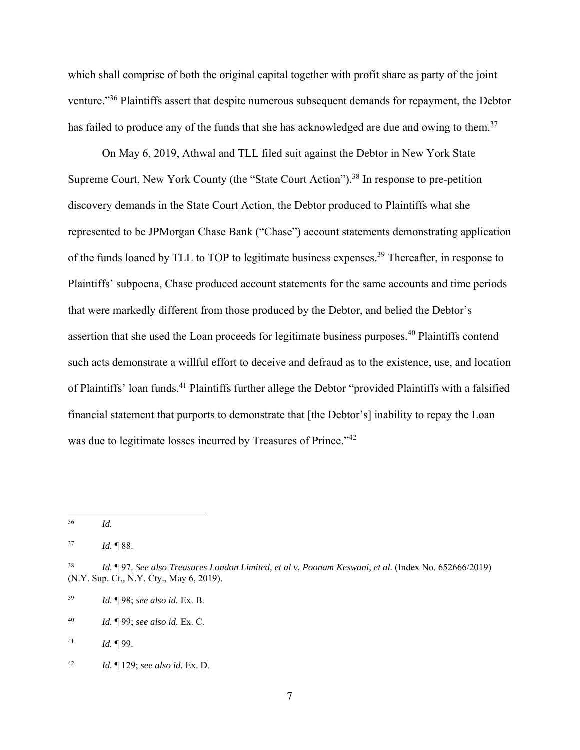which shall comprise of both the original capital together with profit share as party of the joint venture."[36] Plaintiffs assert that despite numerous subsequent demands for repayment, the Debtor has failed to produce any of the funds that she has acknowledged are due and owing to them.[37]

On May 6, 2019, Athwal and TLL filed suit against the Debtor in New York State Supreme Court, New York County (the "State Court Action").[38] In response to pre-petition discovery demands in the State Court Action, the Debtor produced to Plaintiffs what she represented to be JPMorgan Chase Bank ("Chase") account statements demonstrating application of the funds loaned by TLL to TOP to legitimate business expenses.[39] Thereafter, in response to Plaintiffs' subpoena, Chase produced account statements for the same accounts and time periods that were markedly different from those produced by the Debtor, and belied the Debtor's assertion that she used the Loan proceeds for legitimate business purposes.[40] Plaintiffs contend such acts demonstrate a willful effort to deceive and defraud as to the existence, use, and location of Plaintiffs' loan funds.[41] Plaintiffs further allege the Debtor "provided Plaintiffs with a falsified financial statement that purports to demonstrate that [the Debtor's] inability to repay the Loan was due to legitimate losses incurred by Treasures of Prince."[42]

---

[36] *Id.*

[37] *Id.* ¶ 88.

[38] *Id.* ¶ 97. *See also Treasures London Limited, et al v. Poonam Keswani, et al.* (Index No. 652666/2019) (N.Y. Sup. Ct., N.Y. Cty., May 6, 2019).

[39] *Id.* ¶ 98; *see also id.* Ex. B.

[40] *Id.* ¶ 99; *see also id.* Ex. C.

[41] *Id.* ¶ 99.

[42] *Id.* ¶ 129; *see also id.* Ex. D.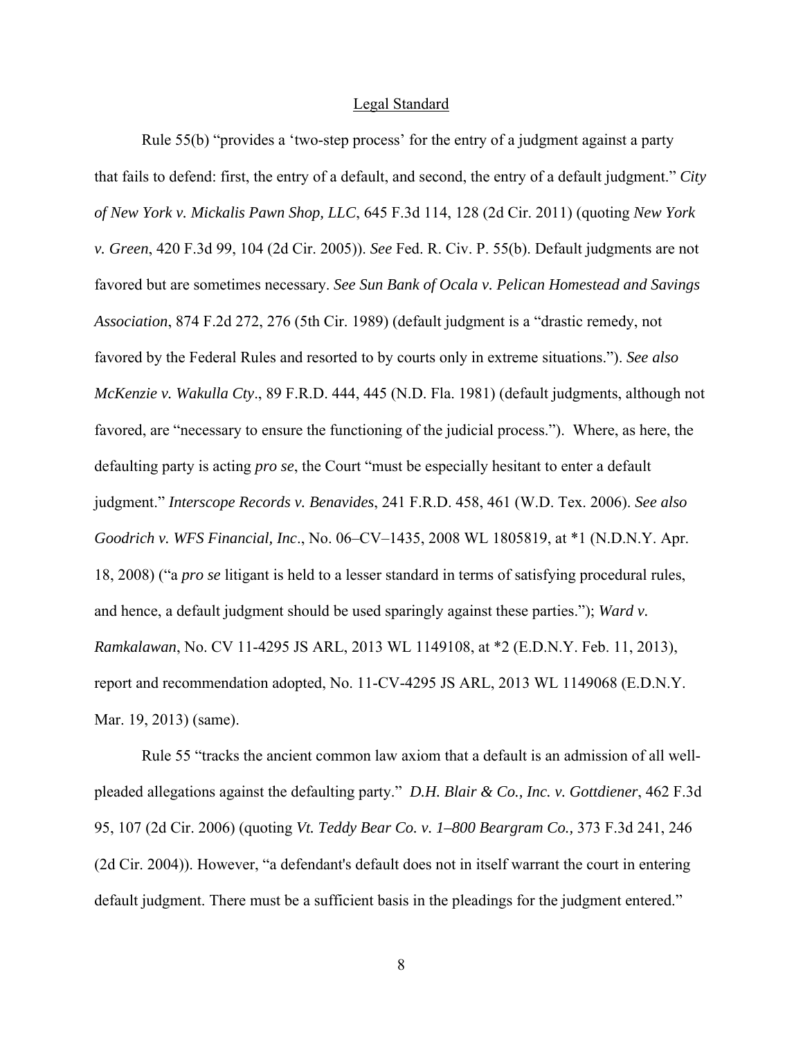## Legal Standard

Rule 55(b) "provides a 'two-step process' for the entry of a judgment against a party that fails to defend: first, the entry of a default, and second, the entry of a default judgment." *City of New York v. Mickalis Pawn Shop, LLC*, 645 F.3d 114, 128 (2d Cir. 2011) (quoting *New York v. Green*, 420 F.3d 99, 104 (2d Cir. 2005)). *See* Fed. R. Civ. P. 55(b). Default judgments are not favored but are sometimes necessary. *See Sun Bank of Ocala v. Pelican Homestead and Savings Association*, 874 F.2d 272, 276 (5th Cir. 1989) (default judgment is a "drastic remedy, not favored by the Federal Rules and resorted to by courts only in extreme situations."). *See also McKenzie v. Wakulla Cty*., 89 F.R.D. 444, 445 (N.D. Fla. 1981) (default judgments, although not favored, are "necessary to ensure the functioning of the judicial process."). Where, as here, the defaulting party is acting *pro se*, the Court "must be especially hesitant to enter a default judgment." *Interscope Records v. Benavides*, 241 F.R.D. 458, 461 (W.D. Tex. 2006). *See also Goodrich v. WFS Financial, Inc*., No. 06–CV–1435, 2008 WL 1805819, at *1 (N.D.N.Y. Apr. 18, 2008) ("a *pro se* litigant is held to a lesser standard in terms of satisfying procedural rules, and hence, a default judgment should be used sparingly against these parties."); *Ward v. Ramkalawan*, No. CV 11-4295 JS ARL, 2013 WL 1149108, at *2 (E.D.N.Y. Feb. 11, 2013), report and recommendation adopted, No. 11-CV-4295 JS ARL, 2013 WL 1149068 (E.D.N.Y. Mar. 19, 2013) (same).

Rule 55 "tracks the ancient common law axiom that a default is an admission of all well-pleaded allegations against the defaulting party." *D.H. Blair & Co., Inc. v. Gottdiener*, 462 F.3d 95, 107 (2d Cir. 2006) (quoting *Vt. Teddy Bear Co. v. 1–800 Beargram Co.,* 373 F.3d 241, 246 (2d Cir. 2004)). However, "a defendant's default does not in itself warrant the court in entering default judgment. There must be a sufficient basis in the pleadings for the judgment entered."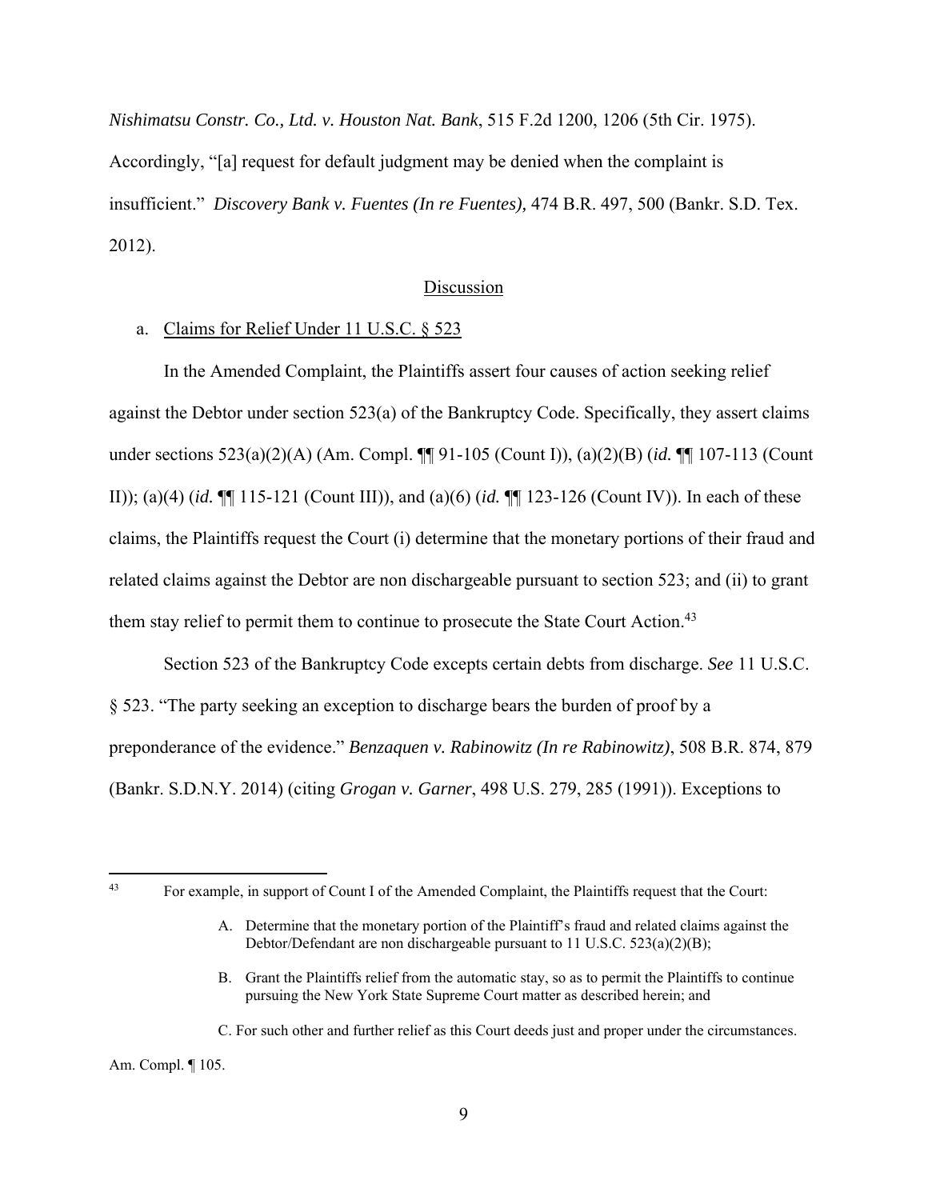*Nishimatsu Constr. Co., Ltd. v. Houston Nat. Bank*, 515 F.2d 1200, 1206 (5th Cir. 1975). Accordingly, "[a] request for default judgment may be denied when the complaint is insufficient." *Discovery Bank v. Fuentes (In re Fuentes),* 474 B.R. 497, 500 (Bankr. S.D. Tex. 2012).

## Discussion

a. Claims for Relief Under 11 U.S.C. § 523

In the Amended Complaint, the Plaintiffs assert four causes of action seeking relief against the Debtor under section 523(a) of the Bankruptcy Code. Specifically, they assert claims under sections 523(a)(2)(A) (Am. Compl. ¶¶ 91-105 (Count I)), (a)(2)(B) (*id.* ¶¶ 107-113 (Count II)); (a)(4) (*id.* ¶¶ 115-121 (Count III)), and (a)(6) (*id.* ¶¶ 123-126 (Count IV)). In each of these claims, the Plaintiffs request the Court (i) determine that the monetary portions of their fraud and related claims against the Debtor are non dischargeable pursuant to section 523; and (ii) to grant them stay relief to permit them to continue to prosecute the State Court Action.[43]

Section 523 of the Bankruptcy Code excepts certain debts from discharge. *See* 11 U.S.C. § 523. "The party seeking an exception to discharge bears the burden of proof by a preponderance of the evidence." *Benzaquen v. Rabinowitz (In re Rabinowitz)*, 508 B.R. 874, 879 (Bankr. S.D.N.Y. 2014) (citing *Grogan v. Garner*, 498 U.S. 279, 285 (1991)). Exceptions to

---

[43] For example, in support of Count I of the Amended Complaint, the Plaintiffs request that the Court:

> A. Determine that the monetary portion of the Plaintiff's fraud and related claims against the Debtor/Defendant are non dischargeable pursuant to 11 U.S.C. 523(a)(2)(B);
>
> B. Grant the Plaintiffs relief from the automatic stay, so as to permit the Plaintiffs to continue pursuing the New York State Supreme Court matter as described herein; and
>
> C. For such other and further relief as this Court deeds just and proper under the circumstances.

Am. Compl. ¶ 105.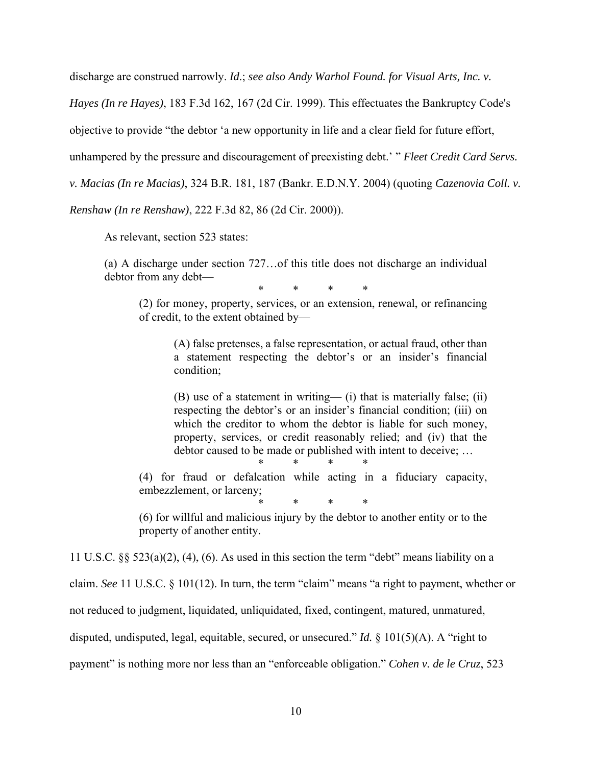discharge are construed narrowly. *Id*.; *see also Andy Warhol Found. for Visual Arts, Inc. v. Hayes (In re Hayes)*, 183 F.3d 162, 167 (2d Cir. 1999). This effectuates the Bankruptcy Code's objective to provide "the debtor 'a new opportunity in life and a clear field for future effort, unhampered by the pressure and discouragement of preexisting debt.' " *Fleet Credit Card Servs. v. Macias (In re Macias)*, 324 B.R. 181, 187 (Bankr. E.D.N.Y. 2004) (quoting *Cazenovia Coll. v. Renshaw (In re Renshaw)*, 222 F.3d 82, 86 (2d Cir. 2000)).

As relevant, section 523 states:

> (a) A discharge under section 727…of this title does not discharge an individual debtor from any debt—
>
> \* \* \* \*
>
> > (2) for money, property, services, or an extension, renewal, or refinancing of credit, to the extent obtained by—
> >
> > > (A) false pretenses, a false representation, or actual fraud, other than a statement respecting the debtor's or an insider's financial condition;
> > >
> > > (B) use of a statement in writing— (i) that is materially false; (ii) respecting the debtor's or an insider's financial condition; (iii) on which the creditor to whom the debtor is liable for such money, property, services, or credit reasonably relied; and (iv) that the debtor caused to be made or published with intent to deceive; …
> >
> > \* \* \* \*
> >
> > (4) for fraud or defalcation while acting in a fiduciary capacity, embezzlement, or larceny;
> >
> > \* \* \* \*
> >
> > (6) for willful and malicious injury by the debtor to another entity or to the property of another entity.

11 U.S.C. §§ 523(a)(2), (4), (6). As used in this section the term "debt" means liability on a claim. *See* 11 U.S.C. § 101(12). In turn, the term "claim" means "a right to payment, whether or not reduced to judgment, liquidated, unliquidated, fixed, contingent, matured, unmatured, disputed, undisputed, legal, equitable, secured, or unsecured." *Id.* § 101(5)(A). A "right to payment" is nothing more nor less than an "enforceable obligation." *Cohen v. de le Cruz*, 523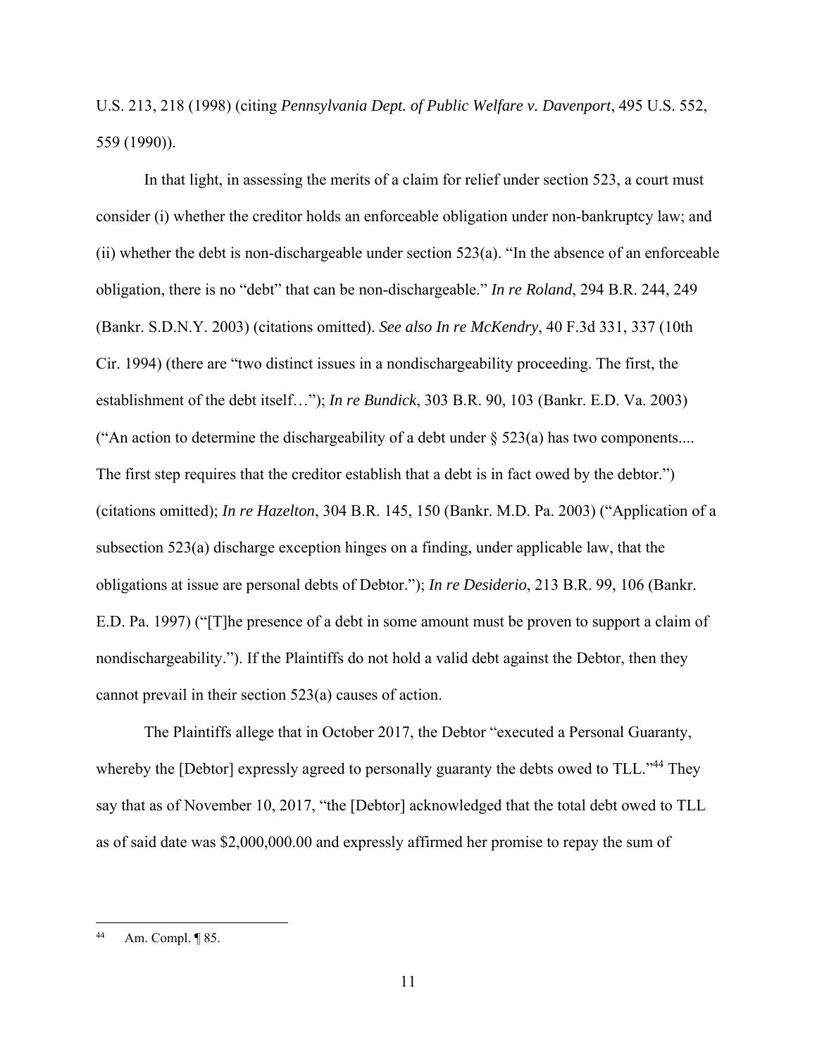U.S. 213, 218 (1998) (citing *Pennsylvania Dept. of Public Welfare v. Davenport*, 495 U.S. 552, 559 (1990)).

In that light, in assessing the merits of a claim for relief under section 523, a court must consider (i) whether the creditor holds an enforceable obligation under non-bankruptcy law; and (ii) whether the debt is non-dischargeable under section 523(a). "In the absence of an enforceable obligation, there is no "debt" that can be non-dischargeable." *In re Roland*, 294 B.R. 244, 249 (Bankr. S.D.N.Y. 2003) (citations omitted). *See also In re McKendry*, 40 F.3d 331, 337 (10th Cir. 1994) (there are "two distinct issues in a nondischargeability proceeding. The first, the establishment of the debt itself…"); *In re Bundick*, 303 B.R. 90, 103 (Bankr. E.D. Va. 2003) ("An action to determine the dischargeability of a debt under § 523(a) has two components.... The first step requires that the creditor establish that a debt is in fact owed by the debtor.") (citations omitted); *In re Hazelton*, 304 B.R. 145, 150 (Bankr. M.D. Pa. 2003) ("Application of a subsection 523(a) discharge exception hinges on a finding, under applicable law, that the obligations at issue are personal debts of Debtor."); *In re Desiderio*, 213 B.R. 99, 106 (Bankr. E.D. Pa. 1997) ("[T]he presence of a debt in some amount must be proven to support a claim of nondischargeability."). If the Plaintiffs do not hold a valid debt against the Debtor, then they cannot prevail in their section 523(a) causes of action.

The Plaintiffs allege that in October 2017, the Debtor "executed a Personal Guaranty, whereby the [Debtor] expressly agreed to personally guaranty the debts owed to TLL."[44] They say that as of November 10, 2017, "the [Debtor] acknowledged that the total debt owed to TLL as of said date was $2,000,000.00 and expressly affirmed her promise to repay the sum of

---

[44] Am. Compl. ¶ 85.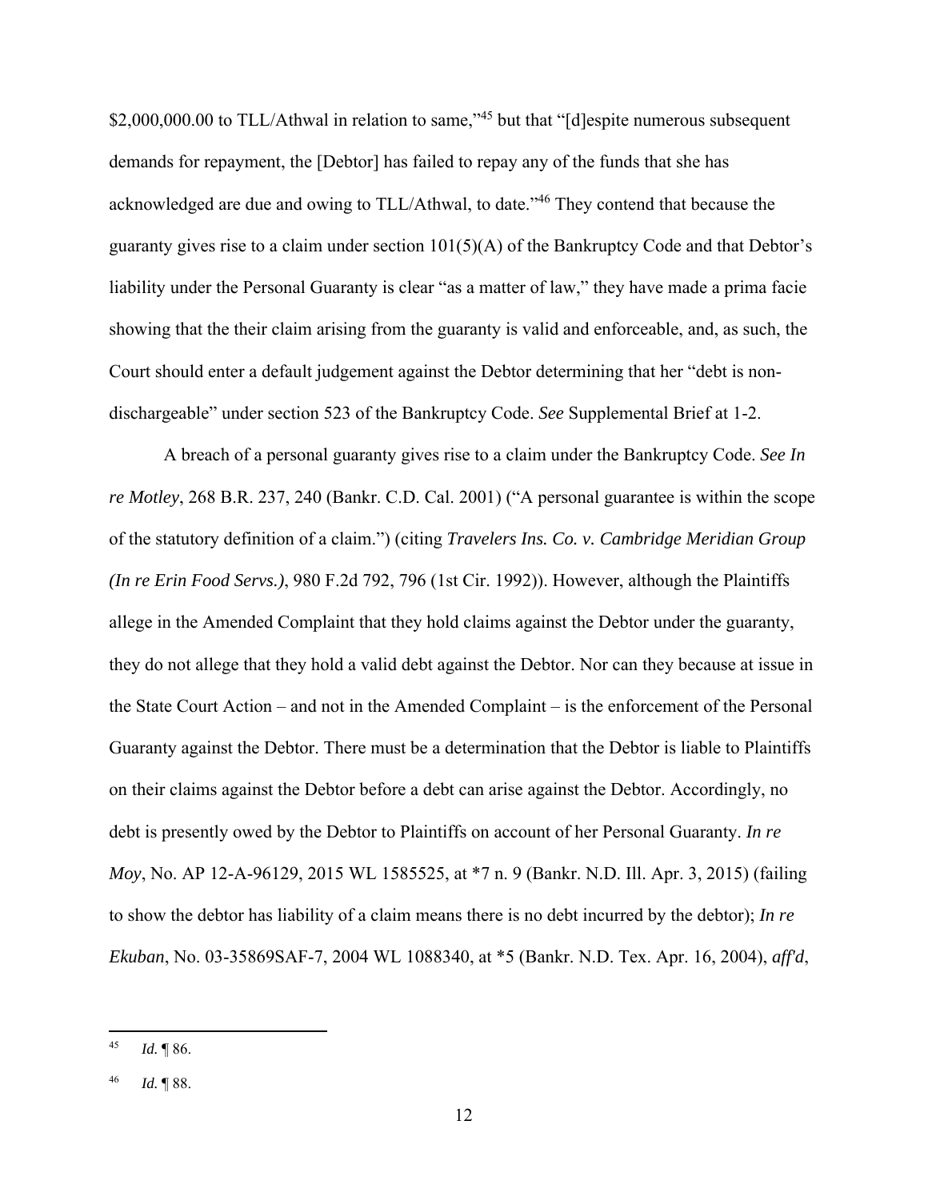$2,000,000.00 to TLL/Athwal in relation to same,"[45] but that "[d]espite numerous subsequent demands for repayment, the [Debtor] has failed to repay any of the funds that she has acknowledged are due and owing to TLL/Athwal, to date."[46] They contend that because the guaranty gives rise to a claim under section 101(5)(A) of the Bankruptcy Code and that Debtor's liability under the Personal Guaranty is clear "as a matter of law," they have made a prima facie showing that the their claim arising from the guaranty is valid and enforceable, and, as such, the Court should enter a default judgement against the Debtor determining that her "debt is non-dischargeable" under section 523 of the Bankruptcy Code. *See* Supplemental Brief at 1-2.

A breach of a personal guaranty gives rise to a claim under the Bankruptcy Code. *See In re Motley*, 268 B.R. 237, 240 (Bankr. C.D. Cal. 2001) ("A personal guarantee is within the scope of the statutory definition of a claim.") (citing *Travelers Ins. Co. v. Cambridge Meridian Group (In re Erin Food Servs.)*, 980 F.2d 792, 796 (1st Cir. 1992)). However, although the Plaintiffs allege in the Amended Complaint that they hold claims against the Debtor under the guaranty, they do not allege that they hold a valid debt against the Debtor. Nor can they because at issue in the State Court Action – and not in the Amended Complaint – is the enforcement of the Personal Guaranty against the Debtor. There must be a determination that the Debtor is liable to Plaintiffs on their claims against the Debtor before a debt can arise against the Debtor. Accordingly, no debt is presently owed by the Debtor to Plaintiffs on account of her Personal Guaranty. *In re Moy*, No. AP 12-A-96129, 2015 WL 1585525, at *7 n. 9 (Bankr. N.D. Ill. Apr. 3, 2015) (failing to show the debtor has liability of a claim means there is no debt incurred by the debtor); *In re Ekuban*, No. 03-35869SAF-7, 2004 WL 1088340, at *5 (Bankr. N.D. Tex. Apr. 16, 2004), *aff'd*,

---

[45] *Id.* ¶ 86.

[46] *Id.* ¶ 88.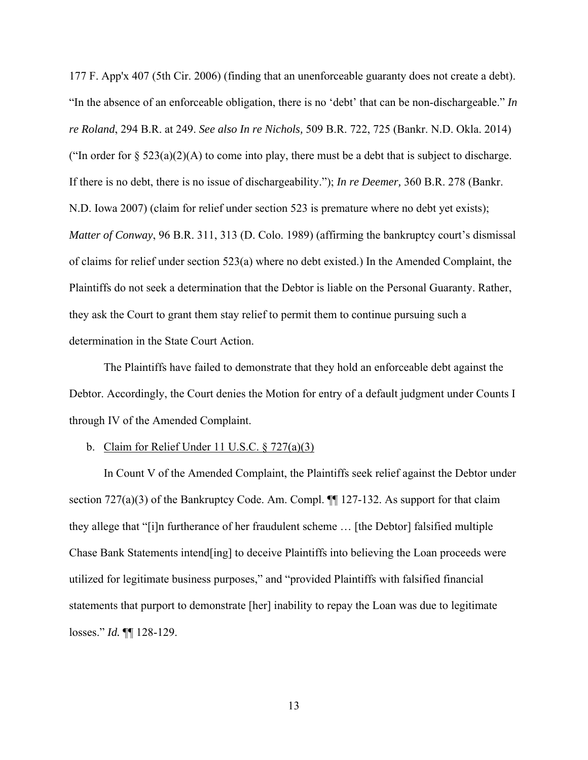177 F. App'x 407 (5th Cir. 2006) (finding that an unenforceable guaranty does not create a debt). "In the absence of an enforceable obligation, there is no 'debt' that can be non-dischargeable." *In re Roland*, 294 B.R. at 249. *See also In re Nichols,* 509 B.R. 722, 725 (Bankr. N.D. Okla. 2014) ("In order for § 523(a)(2)(A) to come into play, there must be a debt that is subject to discharge. If there is no debt, there is no issue of dischargeability."); *In re Deemer,* 360 B.R. 278 (Bankr. N.D. Iowa 2007) (claim for relief under section 523 is premature where no debt yet exists); *Matter of Conway*, 96 B.R. 311, 313 (D. Colo. 1989) (affirming the bankruptcy court's dismissal of claims for relief under section 523(a) where no debt existed.) In the Amended Complaint, the Plaintiffs do not seek a determination that the Debtor is liable on the Personal Guaranty. Rather, they ask the Court to grant them stay relief to permit them to continue pursuing such a determination in the State Court Action.

The Plaintiffs have failed to demonstrate that they hold an enforceable debt against the Debtor. Accordingly, the Court denies the Motion for entry of a default judgment under Counts I through IV of the Amended Complaint.

b. <u>Claim for Relief Under 11 U.S.C. § 727(a)(3)</u>

In Count V of the Amended Complaint, the Plaintiffs seek relief against the Debtor under section 727(a)(3) of the Bankruptcy Code. Am. Compl. ¶¶ 127-132. As support for that claim they allege that "[i]n furtherance of her fraudulent scheme … [the Debtor] falsified multiple Chase Bank Statements intend[ing] to deceive Plaintiffs into believing the Loan proceeds were utilized for legitimate business purposes," and "provided Plaintiffs with falsified financial statements that purport to demonstrate [her] inability to repay the Loan was due to legitimate losses." *Id.* ¶¶ 128-129.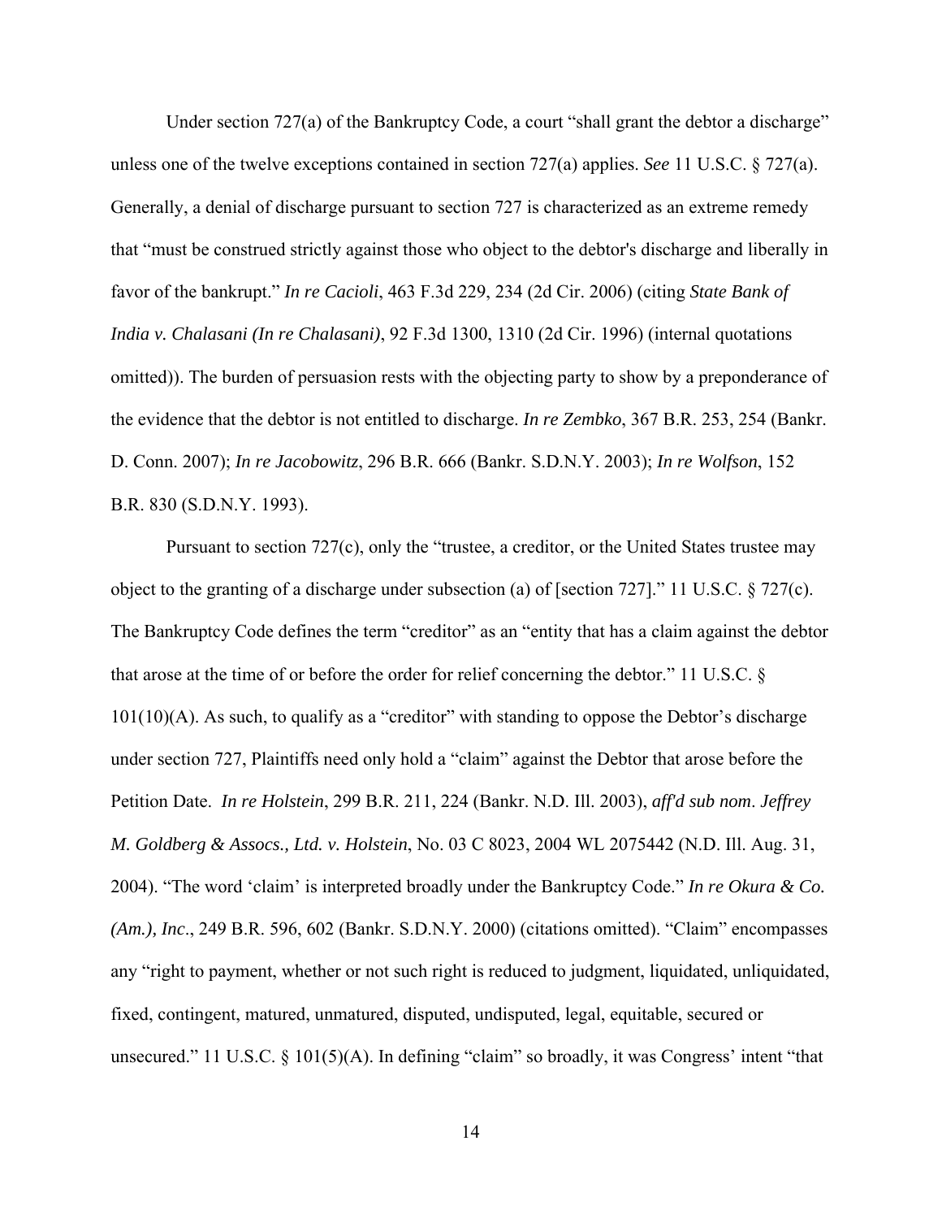Under section 727(a) of the Bankruptcy Code, a court "shall grant the debtor a discharge" unless one of the twelve exceptions contained in section 727(a) applies. *See* 11 U.S.C. § 727(a). Generally, a denial of discharge pursuant to section 727 is characterized as an extreme remedy that "must be construed strictly against those who object to the debtor's discharge and liberally in favor of the bankrupt." *In re Cacioli*, 463 F.3d 229, 234 (2d Cir. 2006) (citing *State Bank of India v. Chalasani (In re Chalasani)*, 92 F.3d 1300, 1310 (2d Cir. 1996) (internal quotations omitted)). The burden of persuasion rests with the objecting party to show by a preponderance of the evidence that the debtor is not entitled to discharge. *In re Zembko*, 367 B.R. 253, 254 (Bankr. D. Conn. 2007); *In re Jacobowitz*, 296 B.R. 666 (Bankr. S.D.N.Y. 2003); *In re Wolfson*, 152 B.R. 830 (S.D.N.Y. 1993).

Pursuant to section 727(c), only the "trustee, a creditor, or the United States trustee may object to the granting of a discharge under subsection (a) of [section 727]." 11 U.S.C. § 727(c). The Bankruptcy Code defines the term "creditor" as an "entity that has a claim against the debtor that arose at the time of or before the order for relief concerning the debtor." 11 U.S.C. § 101(10)(A). As such, to qualify as a "creditor" with standing to oppose the Debtor's discharge under section 727, Plaintiffs need only hold a "claim" against the Debtor that arose before the Petition Date. *In re Holstein*, 299 B.R. 211, 224 (Bankr. N.D. Ill. 2003), *aff'd sub nom*. *Jeffrey M. Goldberg & Assocs., Ltd. v. Holstein*, No. 03 C 8023, 2004 WL 2075442 (N.D. Ill. Aug. 31, 2004). "The word 'claim' is interpreted broadly under the Bankruptcy Code." *In re Okura & Co. (Am.), Inc*., 249 B.R. 596, 602 (Bankr. S.D.N.Y. 2000) (citations omitted). "Claim" encompasses any "right to payment, whether or not such right is reduced to judgment, liquidated, unliquidated, fixed, contingent, matured, unmatured, disputed, undisputed, legal, equitable, secured or unsecured." 11 U.S.C. § 101(5)(A). In defining "claim" so broadly, it was Congress' intent "that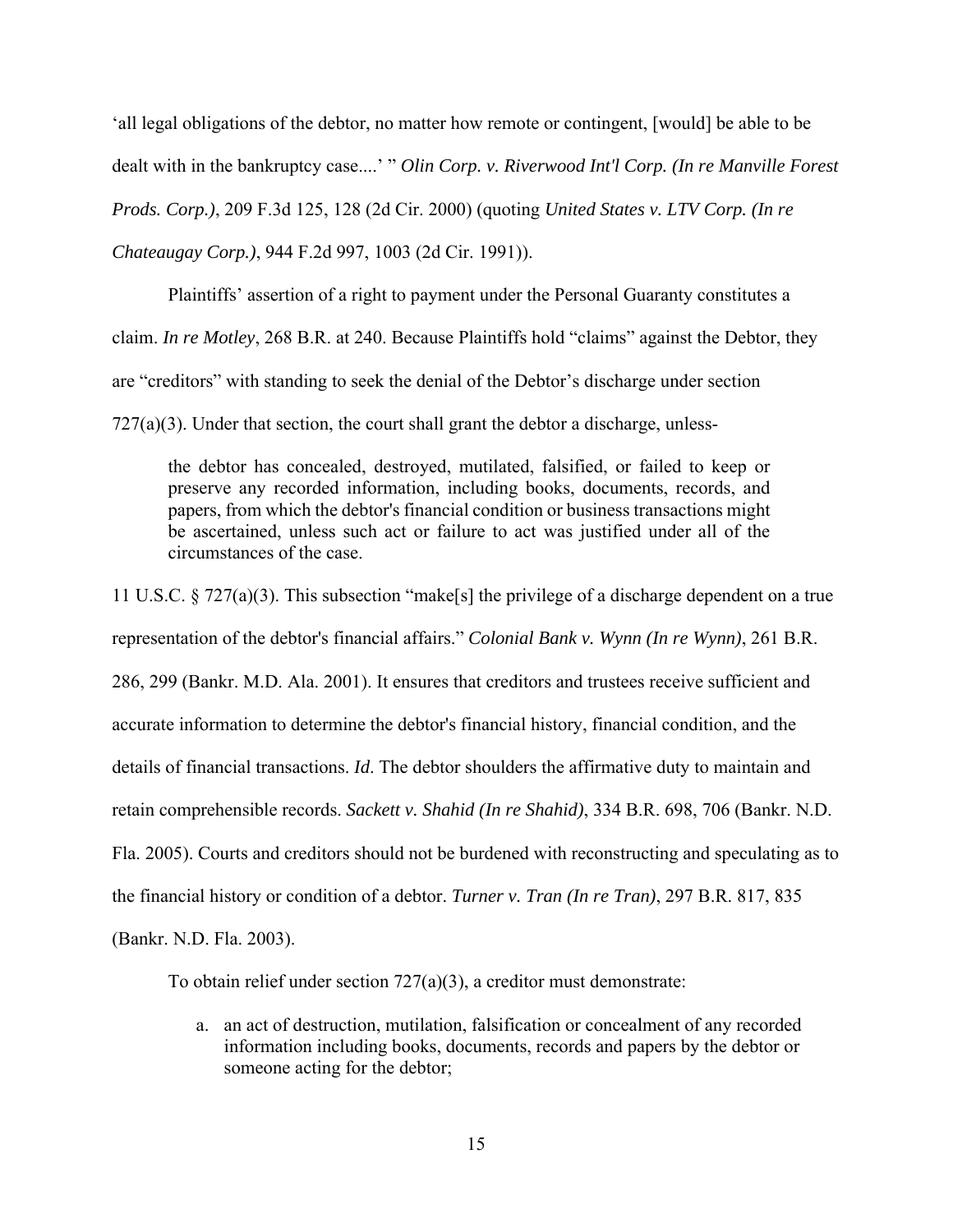'all legal obligations of the debtor, no matter how remote or contingent, [would] be able to be dealt with in the bankruptcy case....' " *Olin Corp. v. Riverwood Int'l Corp. (In re Manville Forest Prods. Corp.)*, 209 F.3d 125, 128 (2d Cir. 2000) (quoting *United States v. LTV Corp. (In re Chateaugay Corp.)*, 944 F.2d 997, 1003 (2d Cir. 1991)).

Plaintiffs' assertion of a right to payment under the Personal Guaranty constitutes a claim. *In re Motley*, 268 B.R. at 240. Because Plaintiffs hold "claims" against the Debtor, they are "creditors" with standing to seek the denial of the Debtor's discharge under section 727(a)(3). Under that section, the court shall grant the debtor a discharge, unless-

> the debtor has concealed, destroyed, mutilated, falsified, or failed to keep or preserve any recorded information, including books, documents, records, and papers, from which the debtor's financial condition or business transactions might be ascertained, unless such act or failure to act was justified under all of the circumstances of the case.

11 U.S.C. § 727(a)(3). This subsection "make[s] the privilege of a discharge dependent on a true representation of the debtor's financial affairs." *Colonial Bank v. Wynn (In re Wynn)*, 261 B.R. 286, 299 (Bankr. M.D. Ala. 2001). It ensures that creditors and trustees receive sufficient and accurate information to determine the debtor's financial history, financial condition, and the details of financial transactions. *Id*. The debtor shoulders the affirmative duty to maintain and retain comprehensible records. *Sackett v. Shahid (In re Shahid)*, 334 B.R. 698, 706 (Bankr. N.D. Fla. 2005). Courts and creditors should not be burdened with reconstructing and speculating as to the financial history or condition of a debtor. *Turner v. Tran (In re Tran)*, 297 B.R. 817, 835 (Bankr. N.D. Fla. 2003).

To obtain relief under section 727(a)(3), a creditor must demonstrate:

a. an act of destruction, mutilation, falsification or concealment of any recorded information including books, documents, records and papers by the debtor or someone acting for the debtor;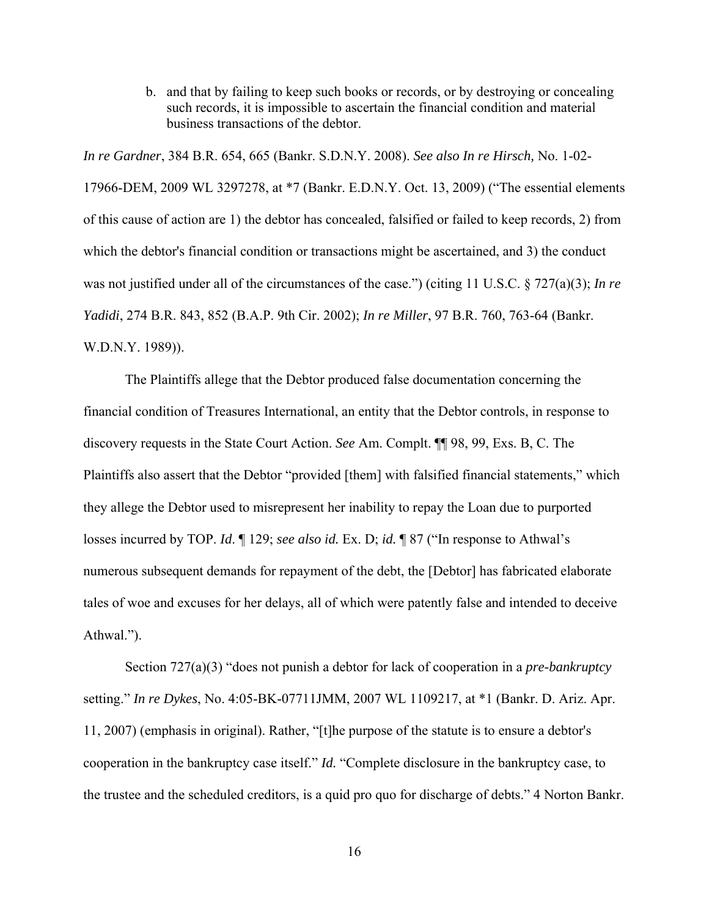b. and that by failing to keep such books or records, or by destroying or concealing such records, it is impossible to ascertain the financial condition and material business transactions of the debtor.

*In re Gardner*, 384 B.R. 654, 665 (Bankr. S.D.N.Y. 2008). *See also In re Hirsch,* No. 1-02-17966-DEM, 2009 WL 3297278, at *7 (Bankr. E.D.N.Y. Oct. 13, 2009) ("The essential elements of this cause of action are 1) the debtor has concealed, falsified or failed to keep records, 2) from which the debtor's financial condition or transactions might be ascertained, and 3) the conduct was not justified under all of the circumstances of the case.") (citing 11 U.S.C. § 727(a)(3); *In re Yadidi*, 274 B.R. 843, 852 (B.A.P. 9th Cir. 2002); *In re Miller*, 97 B.R. 760, 763-64 (Bankr. W.D.N.Y. 1989)).

The Plaintiffs allege that the Debtor produced false documentation concerning the financial condition of Treasures International, an entity that the Debtor controls, in response to discovery requests in the State Court Action. *See* Am. Complt. ¶¶ 98, 99, Exs. B, C. The Plaintiffs also assert that the Debtor "provided [them] with falsified financial statements," which they allege the Debtor used to misrepresent her inability to repay the Loan due to purported losses incurred by TOP. *Id.* ¶ 129; *see also id.* Ex. D; *id.* ¶ 87 ("In response to Athwal's numerous subsequent demands for repayment of the debt, the [Debtor] has fabricated elaborate tales of woe and excuses for her delays, all of which were patently false and intended to deceive Athwal.").

Section 727(a)(3) "does not punish a debtor for lack of cooperation in a *pre-bankruptcy* setting." *In re Dykes*, No. 4:05-BK-07711JMM, 2007 WL 1109217, at *1 (Bankr. D. Ariz. Apr. 11, 2007) (emphasis in original). Rather, "[t]he purpose of the statute is to ensure a debtor's cooperation in the bankruptcy case itself." *Id.* "Complete disclosure in the bankruptcy case, to the trustee and the scheduled creditors, is a quid pro quo for discharge of debts." 4 Norton Bankr.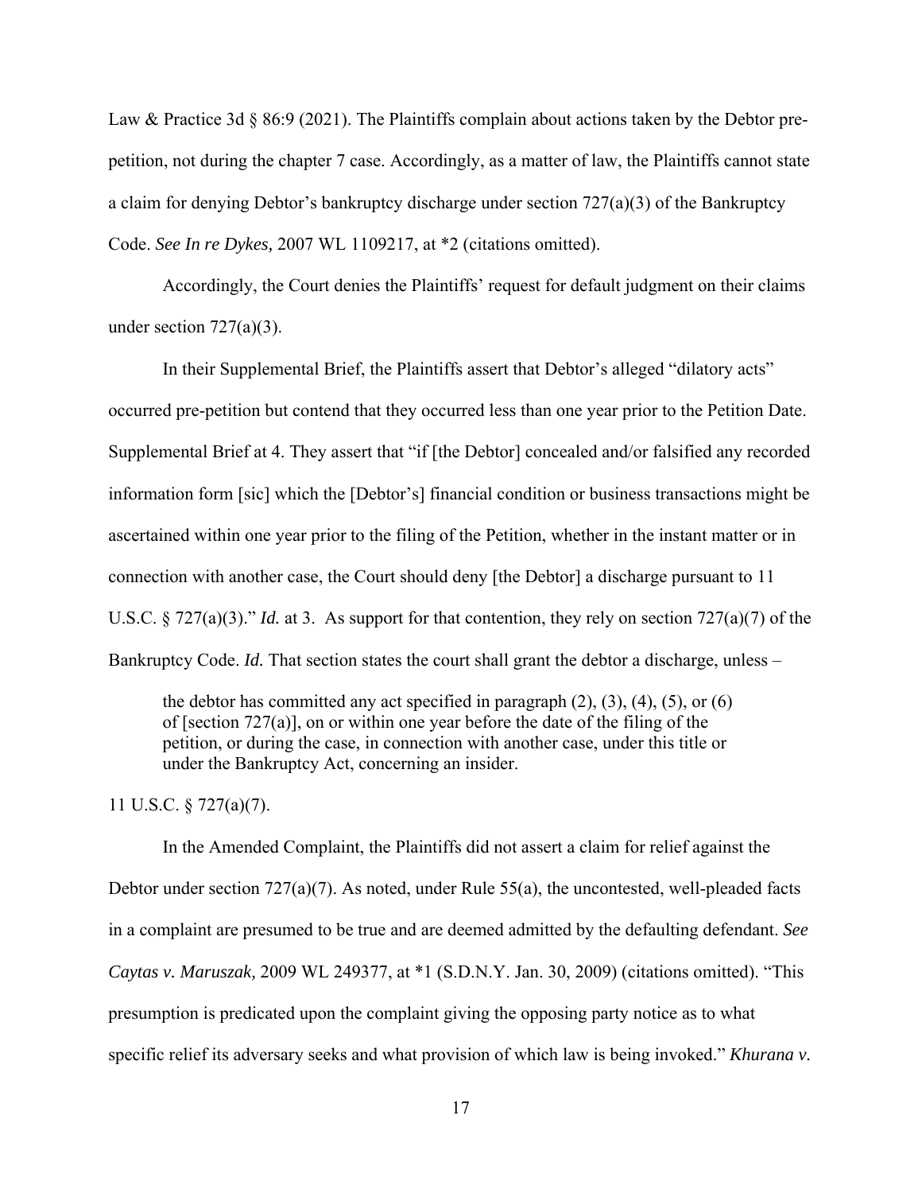Law & Practice 3d § 86:9 (2021). The Plaintiffs complain about actions taken by the Debtor pre-petition, not during the chapter 7 case. Accordingly, as a matter of law, the Plaintiffs cannot state a claim for denying Debtor's bankruptcy discharge under section 727(a)(3) of the Bankruptcy Code. *See In re Dykes,* 2007 WL 1109217, at *2 (citations omitted).

Accordingly, the Court denies the Plaintiffs' request for default judgment on their claims under section 727(a)(3).

In their Supplemental Brief, the Plaintiffs assert that Debtor's alleged "dilatory acts" occurred pre-petition but contend that they occurred less than one year prior to the Petition Date. Supplemental Brief at 4. They assert that "if [the Debtor] concealed and/or falsified any recorded information form [sic] which the [Debtor's] financial condition or business transactions might be ascertained within one year prior to the filing of the Petition, whether in the instant matter or in connection with another case, the Court should deny [the Debtor] a discharge pursuant to 11 U.S.C. § 727(a)(3)." *Id.* at 3. As support for that contention, they rely on section 727(a)(7) of the Bankruptcy Code. *Id.* That section states the court shall grant the debtor a discharge, unless –

> the debtor has committed any act specified in paragraph (2), (3), (4), (5), or (6) of [section 727(a)], on or within one year before the date of the filing of the petition, or during the case, in connection with another case, under this title or under the Bankruptcy Act, concerning an insider.

11 U.S.C. § 727(a)(7).

In the Amended Complaint, the Plaintiffs did not assert a claim for relief against the Debtor under section 727(a)(7). As noted, under Rule 55(a), the uncontested, well-pleaded facts in a complaint are presumed to be true and are deemed admitted by the defaulting defendant. *See Caytas v. Maruszak,* 2009 WL 249377, at *1 (S.D.N.Y. Jan. 30, 2009) (citations omitted). "This presumption is predicated upon the complaint giving the opposing party notice as to what specific relief its adversary seeks and what provision of which law is being invoked." *Khurana v.*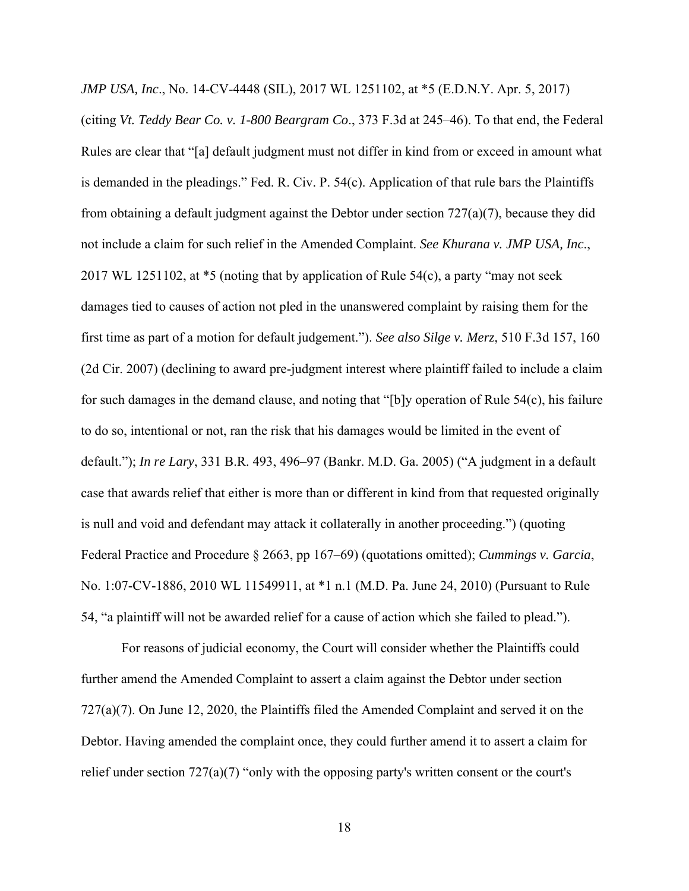*JMP USA, Inc*., No. 14-CV-4448 (SIL), 2017 WL 1251102, at *5 (E.D.N.Y. Apr. 5, 2017) (citing *Vt. Teddy Bear Co. v. 1-800 Beargram Co*., 373 F.3d at 245–46). To that end, the Federal Rules are clear that "[a] default judgment must not differ in kind from or exceed in amount what is demanded in the pleadings." Fed. R. Civ. P. 54(c). Application of that rule bars the Plaintiffs from obtaining a default judgment against the Debtor under section 727(a)(7), because they did not include a claim for such relief in the Amended Complaint. *See Khurana v. JMP USA, Inc*., 2017 WL 1251102, at *5 (noting that by application of Rule 54(c), a party "may not seek damages tied to causes of action not pled in the unanswered complaint by raising them for the first time as part of a motion for default judgement."). *See also Silge v. Merz*, 510 F.3d 157, 160 (2d Cir. 2007) (declining to award pre-judgment interest where plaintiff failed to include a claim for such damages in the demand clause, and noting that "[b]y operation of Rule 54(c), his failure to do so, intentional or not, ran the risk that his damages would be limited in the event of default."); *In re Lary*, 331 B.R. 493, 496–97 (Bankr. M.D. Ga. 2005) ("A judgment in a default case that awards relief that either is more than or different in kind from that requested originally is null and void and defendant may attack it collaterally in another proceeding.") (quoting Federal Practice and Procedure § 2663, pp 167–69) (quotations omitted); *Cummings v. Garcia*, No. 1:07-CV-1886, 2010 WL 11549911, at *1 n.1 (M.D. Pa. June 24, 2010) (Pursuant to Rule 54, "a plaintiff will not be awarded relief for a cause of action which she failed to plead.").

For reasons of judicial economy, the Court will consider whether the Plaintiffs could further amend the Amended Complaint to assert a claim against the Debtor under section 727(a)(7). On June 12, 2020, the Plaintiffs filed the Amended Complaint and served it on the Debtor. Having amended the complaint once, they could further amend it to assert a claim for relief under section 727(a)(7) "only with the opposing party's written consent or the court's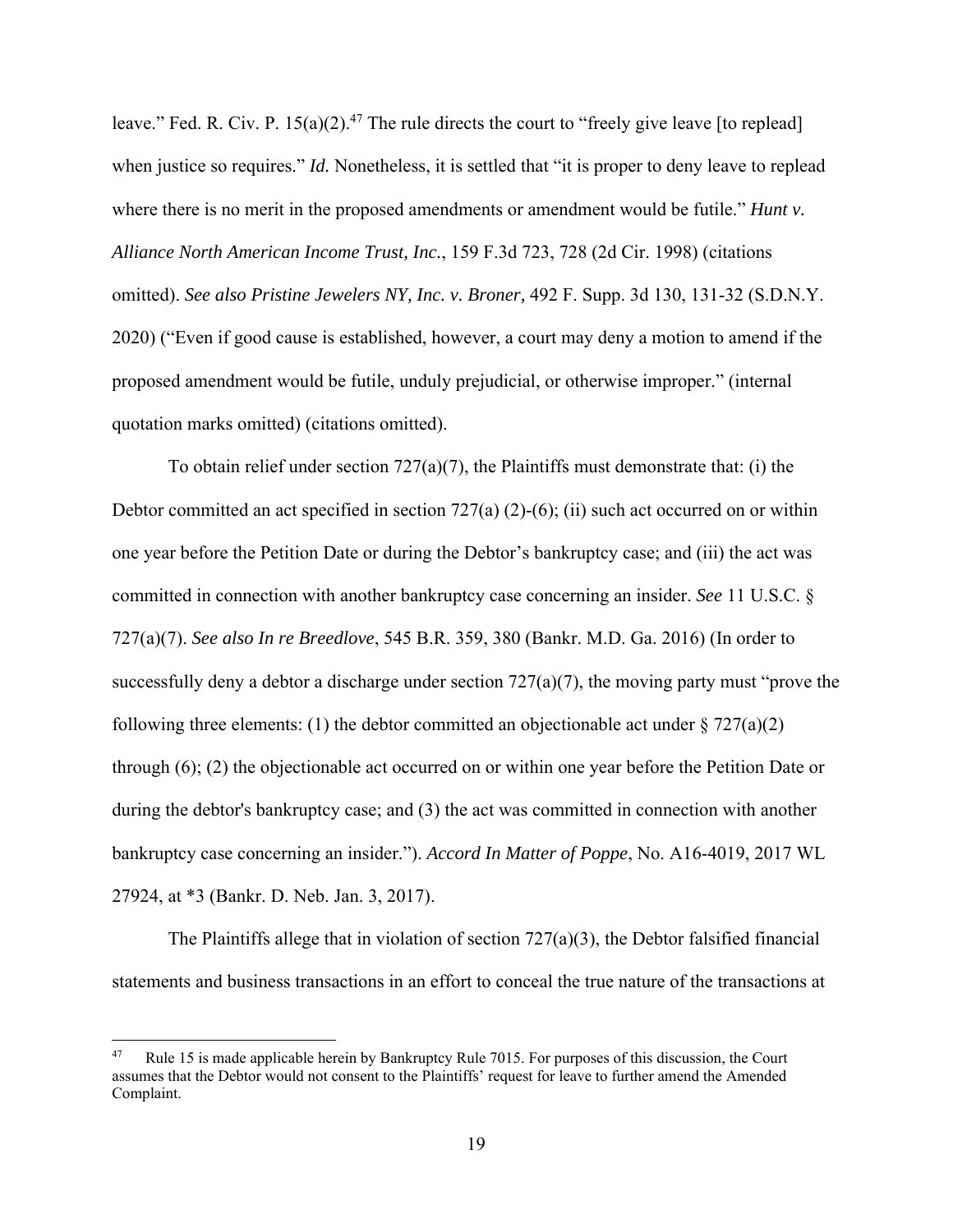leave." Fed. R. Civ. P. 15(a)(2).[47] The rule directs the court to "freely give leave [to replead] when justice so requires." *Id.* Nonetheless, it is settled that "it is proper to deny leave to replead where there is no merit in the proposed amendments or amendment would be futile." *Hunt v. Alliance North American Income Trust, Inc.*, 159 F.3d 723, 728 (2d Cir. 1998) (citations omitted). *See also Pristine Jewelers NY, Inc. v. Broner,* 492 F. Supp. 3d 130, 131-32 (S.D.N.Y. 2020) ("Even if good cause is established, however, a court may deny a motion to amend if the proposed amendment would be futile, unduly prejudicial, or otherwise improper." (internal quotation marks omitted) (citations omitted).

To obtain relief under section 727(a)(7), the Plaintiffs must demonstrate that: (i) the Debtor committed an act specified in section 727(a) (2)-(6); (ii) such act occurred on or within one year before the Petition Date or during the Debtor's bankruptcy case; and (iii) the act was committed in connection with another bankruptcy case concerning an insider. *See* 11 U.S.C. § 727(a)(7). *See also In re Breedlove*, 545 B.R. 359, 380 (Bankr. M.D. Ga. 2016) (In order to successfully deny a debtor a discharge under section 727(a)(7), the moving party must "prove the following three elements: (1) the debtor committed an objectionable act under § 727(a)(2) through (6); (2) the objectionable act occurred on or within one year before the Petition Date or during the debtor's bankruptcy case; and (3) the act was committed in connection with another bankruptcy case concerning an insider."). *Accord In Matter of Poppe*, No. A16-4019, 2017 WL 27924, at *3 (Bankr. D. Neb. Jan. 3, 2017).

The Plaintiffs allege that in violation of section 727(a)(3), the Debtor falsified financial statements and business transactions in an effort to conceal the true nature of the transactions at

---

[47] Rule 15 is made applicable herein by Bankruptcy Rule 7015. For purposes of this discussion, the Court assumes that the Debtor would not consent to the Plaintiffs' request for leave to further amend the Amended Complaint.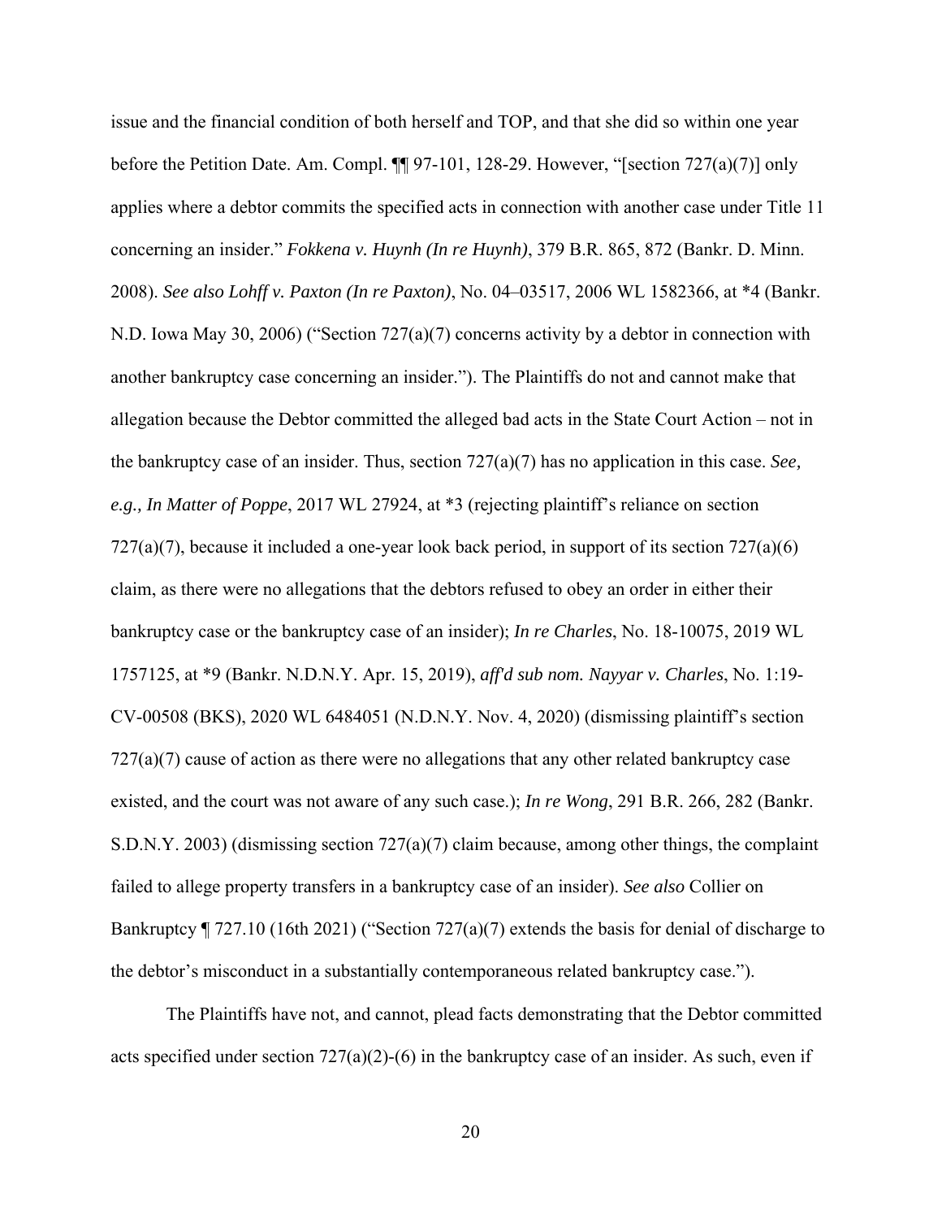issue and the financial condition of both herself and TOP, and that she did so within one year before the Petition Date. Am. Compl. ¶¶ 97-101, 128-29. However, "[section 727(a)(7)] only applies where a debtor commits the specified acts in connection with another case under Title 11 concerning an insider." *Fokkena v. Huynh (In re Huynh)*, 379 B.R. 865, 872 (Bankr. D. Minn. 2008). *See also Lohff v. Paxton (In re Paxton)*, No. 04–03517, 2006 WL 1582366, at *4 (Bankr. N.D. Iowa May 30, 2006) ("Section 727(a)(7) concerns activity by a debtor in connection with another bankruptcy case concerning an insider."). The Plaintiffs do not and cannot make that allegation because the Debtor committed the alleged bad acts in the State Court Action – not in the bankruptcy case of an insider. Thus, section 727(a)(7) has no application in this case. *See, e.g., In Matter of Poppe*, 2017 WL 27924, at *3 (rejecting plaintiff's reliance on section 727(a)(7), because it included a one-year look back period, in support of its section 727(a)(6) claim, as there were no allegations that the debtors refused to obey an order in either their bankruptcy case or the bankruptcy case of an insider); *In re Charles*, No. 18-10075, 2019 WL 1757125, at *9 (Bankr. N.D.N.Y. Apr. 15, 2019), *aff'd sub nom. Nayyar v. Charles*, No. 1:19-CV-00508 (BKS), 2020 WL 6484051 (N.D.N.Y. Nov. 4, 2020) (dismissing plaintiff's section 727(a)(7) cause of action as there were no allegations that any other related bankruptcy case existed, and the court was not aware of any such case.); *In re Wong*, 291 B.R. 266, 282 (Bankr. S.D.N.Y. 2003) (dismissing section 727(a)(7) claim because, among other things, the complaint failed to allege property transfers in a bankruptcy case of an insider). *See also* Collier on Bankruptcy ¶ 727.10 (16th 2021) ("Section 727(a)(7) extends the basis for denial of discharge to the debtor's misconduct in a substantially contemporaneous related bankruptcy case.").

The Plaintiffs have not, and cannot, plead facts demonstrating that the Debtor committed acts specified under section 727(a)(2)-(6) in the bankruptcy case of an insider. As such, even if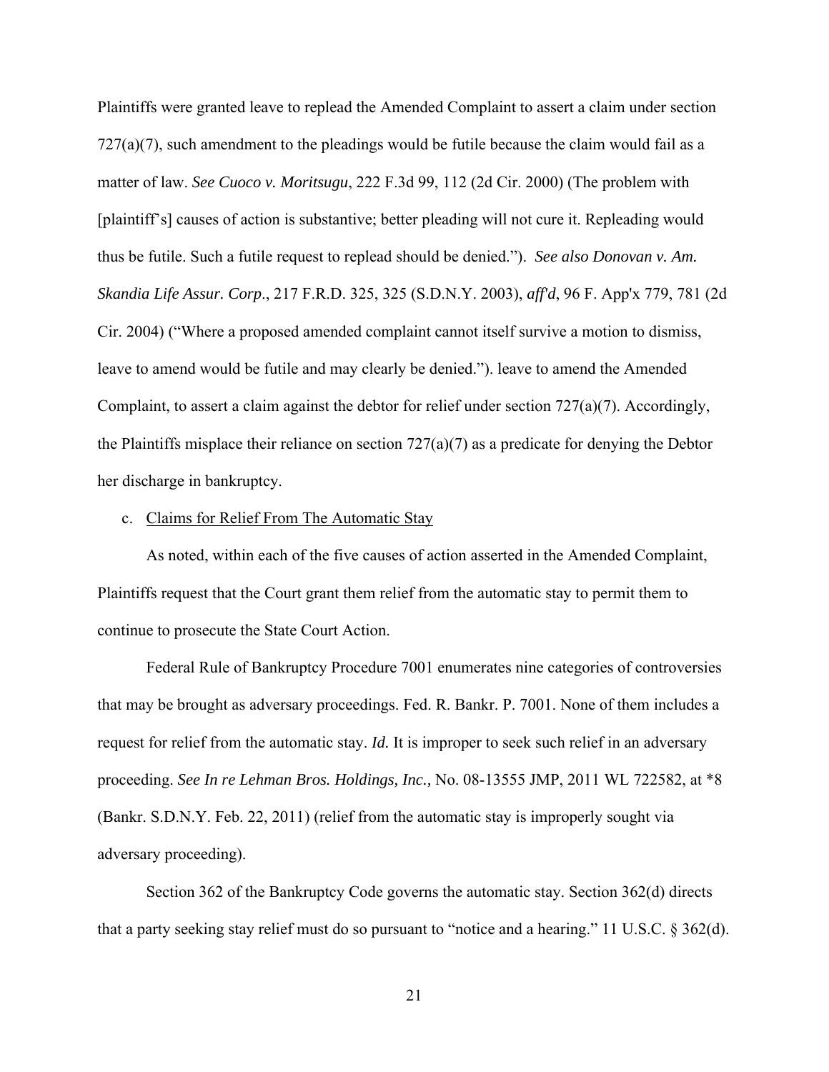Plaintiffs were granted leave to replead the Amended Complaint to assert a claim under section 727(a)(7), such amendment to the pleadings would be futile because the claim would fail as a matter of law. *See Cuoco v. Moritsugu*, 222 F.3d 99, 112 (2d Cir. 2000) (The problem with [plaintiff's] causes of action is substantive; better pleading will not cure it. Repleading would thus be futile. Such a futile request to replead should be denied."). *See also Donovan v. Am. Skandia Life Assur. Corp*., 217 F.R.D. 325, 325 (S.D.N.Y. 2003), *aff'd*, 96 F. App'x 779, 781 (2d Cir. 2004) ("Where a proposed amended complaint cannot itself survive a motion to dismiss, leave to amend would be futile and may clearly be denied."). leave to amend the Amended Complaint, to assert a claim against the debtor for relief under section 727(a)(7). Accordingly, the Plaintiffs misplace their reliance on section 727(a)(7) as a predicate for denying the Debtor her discharge in bankruptcy.

c. <u>Claims for Relief From The Automatic Stay</u>

As noted, within each of the five causes of action asserted in the Amended Complaint, Plaintiffs request that the Court grant them relief from the automatic stay to permit them to continue to prosecute the State Court Action.

Federal Rule of Bankruptcy Procedure 7001 enumerates nine categories of controversies that may be brought as adversary proceedings. Fed. R. Bankr. P. 7001. None of them includes a request for relief from the automatic stay. *Id.* It is improper to seek such relief in an adversary proceeding. *See In re Lehman Bros. Holdings, Inc.,* No. 08-13555 JMP, 2011 WL 722582, at *8 (Bankr. S.D.N.Y. Feb. 22, 2011) (relief from the automatic stay is improperly sought via adversary proceeding).

Section 362 of the Bankruptcy Code governs the automatic stay. Section 362(d) directs that a party seeking stay relief must do so pursuant to "notice and a hearing." 11 U.S.C. § 362(d).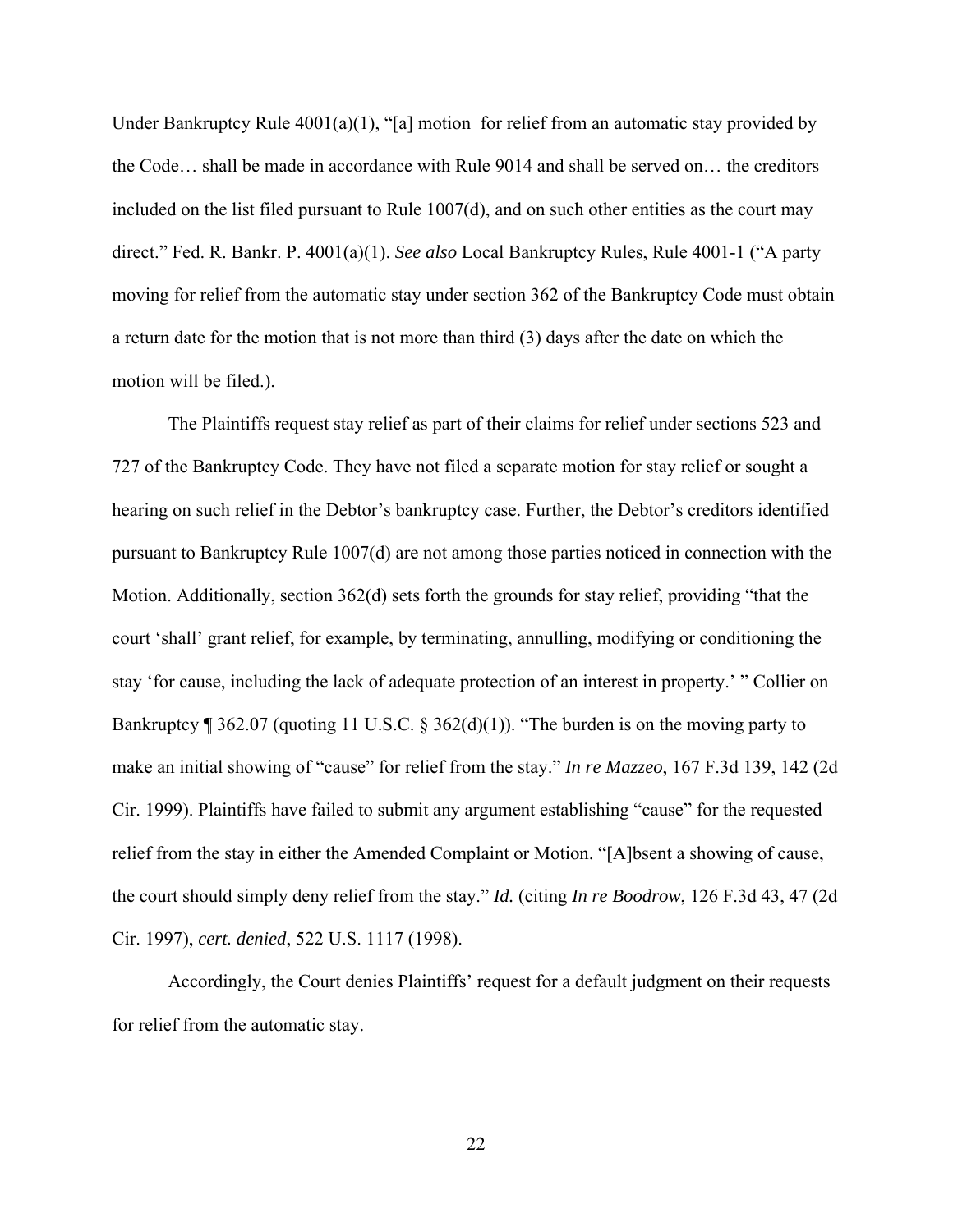Under Bankruptcy Rule 4001(a)(1), "[a] motion  for relief from an automatic stay provided by the Code… shall be made in accordance with Rule 9014 and shall be served on… the creditors included on the list filed pursuant to Rule 1007(d), and on such other entities as the court may direct." Fed. R. Bankr. P. 4001(a)(1). *See also* Local Bankruptcy Rules, Rule 4001-1 ("A party moving for relief from the automatic stay under section 362 of the Bankruptcy Code must obtain a return date for the motion that is not more than third (3) days after the date on which the motion will be filed.).

The Plaintiffs request stay relief as part of their claims for relief under sections 523 and 727 of the Bankruptcy Code. They have not filed a separate motion for stay relief or sought a hearing on such relief in the Debtor's bankruptcy case. Further, the Debtor's creditors identified pursuant to Bankruptcy Rule 1007(d) are not among those parties noticed in connection with the Motion. Additionally, section 362(d) sets forth the grounds for stay relief, providing "that the court 'shall' grant relief, for example, by terminating, annulling, modifying or conditioning the stay 'for cause, including the lack of adequate protection of an interest in property.' " Collier on Bankruptcy ¶ 362.07 (quoting 11 U.S.C. § 362(d)(1)). "The burden is on the moving party to make an initial showing of "cause" for relief from the stay." *In re Mazzeo*, 167 F.3d 139, 142 (2d Cir. 1999). Plaintiffs have failed to submit any argument establishing "cause" for the requested relief from the stay in either the Amended Complaint or Motion. "[A]bsent a showing of cause, the court should simply deny relief from the stay." *Id.* (citing *In re Boodrow*, 126 F.3d 43, 47 (2d Cir. 1997), *cert. denied*, 522 U.S. 1117 (1998).

Accordingly, the Court denies Plaintiffs' request for a default judgment on their requests for relief from the automatic stay.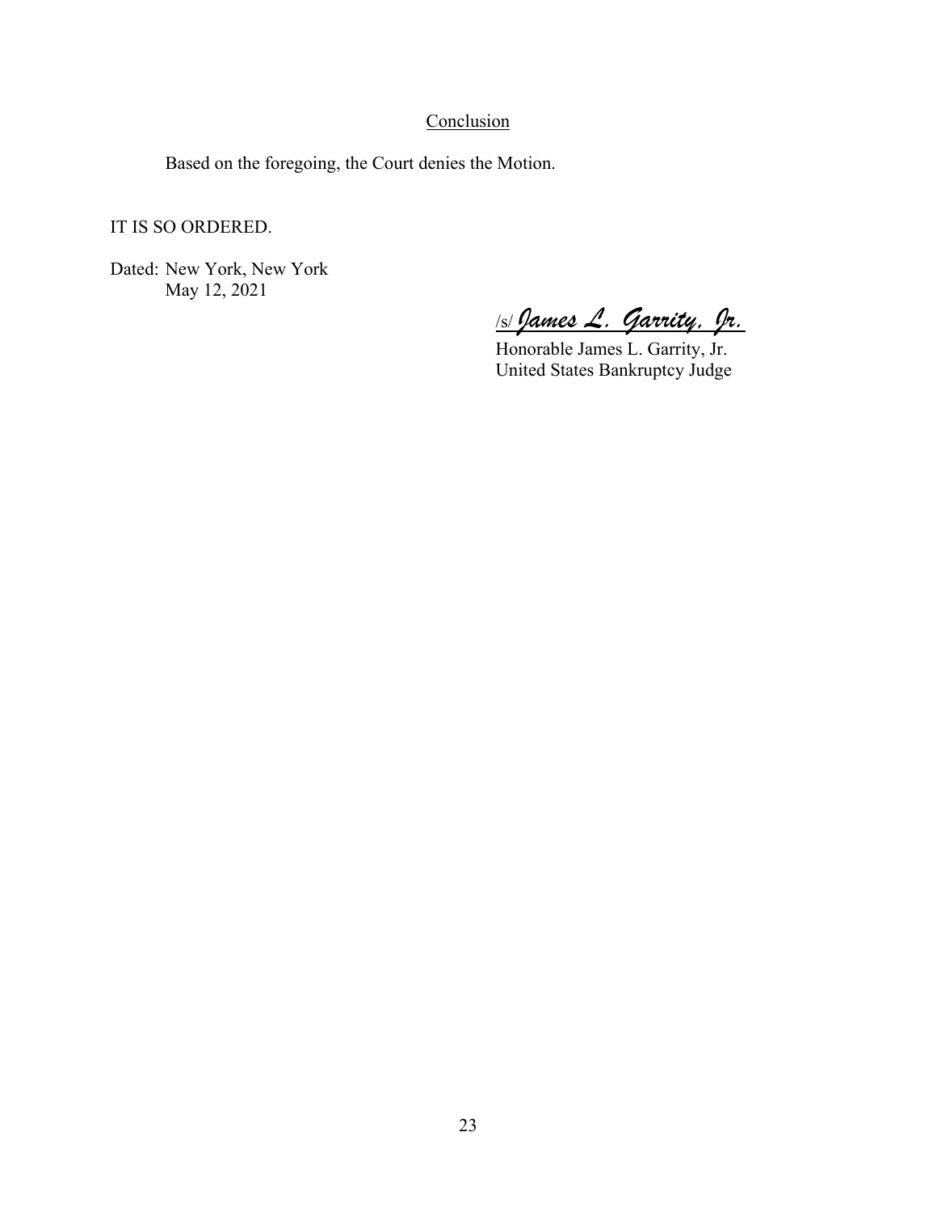## Conclusion

Based on the foregoing, the Court denies the Motion.

IT IS SO ORDERED.

Dated: New York, New York
May 12, 2021

/s/ *James L. Garrity, Jr.*
Honorable James L. Garrity, Jr.
United States Bankruptcy Judge